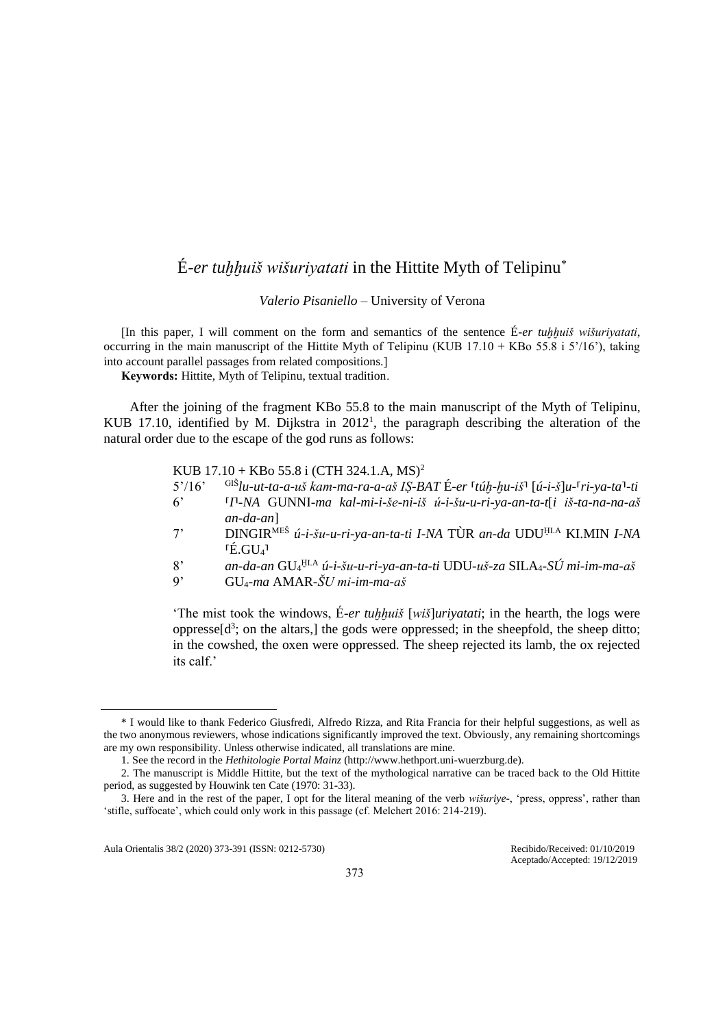# É-*er tuḫḫuiš wišuriyatati* in the Hittite Myth of Telipinu*

*Valerio Pisaniello* – University of Verona

[In this paper, I will comment on the form and semantics of the sentence É-*er tuḫḫuiš wišuriyatati*, occurring in the main manuscript of the Hittite Myth of Telipinu (KUB 17.10 + KBo 55.8 i 5'/16'), taking into account parallel passages from related compositions.]

**Keywords:** Hittite, Myth of Telipinu, textual tradition.

After the joining of the fragment KBo 55.8 to the main manuscript of the Myth of Telipinu, KUB 17.10, identified by M. Dijkstra in 2012[1], the paragraph describing the alteration of the natural order due to the escape of the god runs as follows:

KUB 17.10 + KBo 55.8 i (CTH 324.1.A, MS)[2]

5'/16' GIŠ*lu-ut-ta-a-uš kam-ma-ra-a-aš IṢ-BAT* É-*er* ⌈*túḫ-ḫu-iš*⌉ [*ú-i-š*]*u-*⌈*ri-ya-ta*⌉*-ti*

6' ⌈*I*⌉*-NA* GUNNI-*ma kal-mi-i-še-ni-iš ú-i-šu-u-ri-ya-an-ta-t*[*i iš-ta-na-na-aš an-da-an*]

7' DINGIR^MEŠ *ú-i-šu-u-ri-ya-an-ta-ti I-NA* TÙR *an-da* UDU^ḪI.A KI.MIN *I-NA* ⌈É.GU₄⌉

8' *an-da-an* GU₄^ḪI.A *ú-i-šu-u-ri-ya-an-ta-ti* UDU-*uš-za* SILA₄-*SÚ mi-im-ma-aš*

9' GU₄-*ma* AMAR-*ŠU mi-im-ma-aš*

'The mist took the windows, É-*er tuḫḫuiš* [*wiš*]*uriyatati*; in the hearth, the logs were oppresse[d[3]; on the altars,] the gods were oppressed; in the sheepfold, the sheep ditto; in the cowshed, the oxen were oppressed. The sheep rejected its lamb, the ox rejected its calf.'

---

\* I would like to thank Federico Giusfredi, Alfredo Rizza, and Rita Francia for their helpful suggestions, as well as the two anonymous reviewers, whose indications significantly improved the text. Obviously, any remaining shortcomings are my own responsibility. Unless otherwise indicated, all translations are mine.

1. See the record in the *Hethitologie Portal Mainz* (http://www.hethport.uni-wuerzburg.de).

2. The manuscript is Middle Hittite, but the text of the mythological narrative can be traced back to the Old Hittite period, as suggested by Houwink ten Cate (1970: 31-33).

3. Here and in the rest of the paper, I opt for the literal meaning of the verb *wišuriye*-, 'press, oppress', rather than 'stifle, suffocate', which could only work in this passage (cf. Melchert 2016: 214-219).

Recibido/Received: 01/10/2019
Aceptado/Accepted: 19/12/2019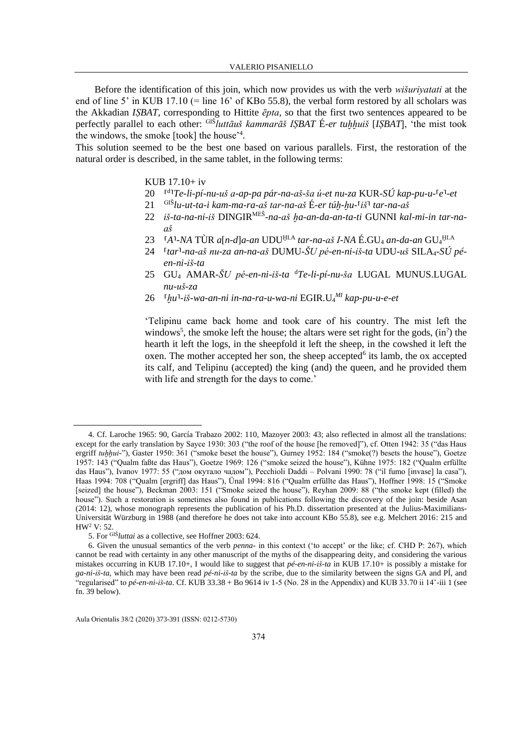Before the identification of this join, which now provides us with the verb *wišuriyatati* at the end of line 5' in KUB 17.10 (= line 16' of KBo 55.8), the verbal form restored by all scholars was the Akkadian *IṢBAT*, corresponding to Hittite *ēpta*, so that the first two sentences appeared to be perfectly parallel to each other: $^{GIŠ}$*luttāuš kammarāš IṢBAT* É-*er tuḫḫuiš* [*IṢBAT*], 'the mist took the windows, the smoke [took] the house'[4].

This solution seemed to be the best one based on various parallels. First, the restoration of the natural order is described, in the same tablet, in the following terms:

KUB 17.10+ iv

20 ⸢d⸣*Te-li-pí-nu-uš a-ap-pa pár-na-aš-ša ú-et nu-za* KUR-*SÚ kap-pu-u-*⸢*e*⸣*-et*

21 $^{GIŠ}$*lu-ut-ta-i kam-ma-ra-aš tar-na-aš* É-*er túḫ-ḫu-*⸢*iš*⸣ *tar-na-aš*

22 *iš-ta-na-ni-iš* DINGIR$^{MEŠ}$*-na-aš ḫa-an-da-an-ta-ti* GUNNI *kal-mi-in tar-na-aš*

23 ⸢*A*⸣*-NA* TÙR *a*[*n-d*]*a-an* UDU$^{ḪI.A}$ *tar-na-aš I-NA* É.GU$_4$ *an-da-an* GU$_4$$^{ḪI.A}$

24 ⸢*tar*⸣*-na-aš nu-za an-na-aš* DUMU-*ŠU pé-en-ni-iš-ta* UDU-*uš* SILA$_4$-*SÚ pé-en-ni-iš-ta*

25 GU$_4$ AMAR-*ŠU pé-en-ni-iš-ta* $^{d}$*Te-li-pí-nu-ša* LUGAL MUNUS.LUGAL *nu-uš-za*

26 ⸢*ḫu*⸣*-iš-wa-an-ni in-na-ra-u-wa-ni* EGIR.U$_4$$^{MI}$ *kap-pu-u-e-et*

'Telipinu came back home and took care of his country. The mist left the windows[5], the smoke left the house; the altars were set right for the gods, (in$^{?}$) the hearth it left the logs, in the sheepfold it left the sheep, in the cowshed it left the oxen. The mother accepted her son, the sheep accepted[6] its lamb, the ox accepted its calf, and Telipinu (accepted) the king (and) the queen, and he provided them with life and strength for the days to come.'

---

4. Cf. Laroche 1965: 90, García Trabazo 2002: 110, Mazoyer 2003: 43; also reflected in almost all the translations: except for the early translation by Sayce 1930: 303 ("the roof of the house [he removed]"), cf. Otten 1942: 35 ("das Haus ergriff *tuḫḫui*-"), Gaster 1950: 361 ("smoke beset the house"), Gurney 1952: 184 ("smoke(?) besets the house"), Goetze 1957: 143 ("Qualm faßte das Haus"), Goetze 1969: 126 ("smoke seized the house"), Kühne 1975: 182 ("Qualm erfüllte das Haus"), Ivanov 1977: 55 ("дом окутало чадом"), Pecchioli Daddi – Polvani 1990: 78 ("il fumo [invase] la casa"), Haas 1994: 708 ("Qualm [ergriff] das Haus"), Ünal 1994: 816 ("Qualm erfüllte das Haus"), Hoffner 1998: 15 ("Smoke [seized] the house"), Beckman 2003: 151 ("Smoke seized the house"), Reyhan 2009: 88 ("the smoke kept (filled) the house"). Such a restoration is sometimes also found in publications following the discovery of the join: beside Asan (2014: 12), whose monograph represents the publication of his Ph.D. dissertation presented at the Julius-Maximilians-Universität Würzburg in 1988 (and therefore he does not take into account KBo 55.8), see e.g. Melchert 2016: 215 and HW$^{2}$ V: 52.

5. For $^{GIŠ}$*luttai* as a collective, see Hoffner 2003: 624.

6. Given the unusual semantics of the verb *penna*- in this context ('to accept' or the like; cf. CHD P: 267), which cannot be read with certainty in any other manuscript of the myths of the disappearing deity, and considering the various mistakes occurring in KUB 17.10+, I would like to suggest that *pé-en-ni-iš-ta* in KUB 17.10+ is possibly a mistake for *ga-ni-iš-ta*, which may have been read *pé-ni-iš-ta* by the scribe, due to the similarity between the signs GA and PÍ, and "regularised" to *pé-en-ni-iš-ta*. Cf. KUB 33.38 + Bo 9614 iv 1-5 (No. 28 in the Appendix) and KUB 33.70 ii 14'-iii 1 (see fn. 39 below).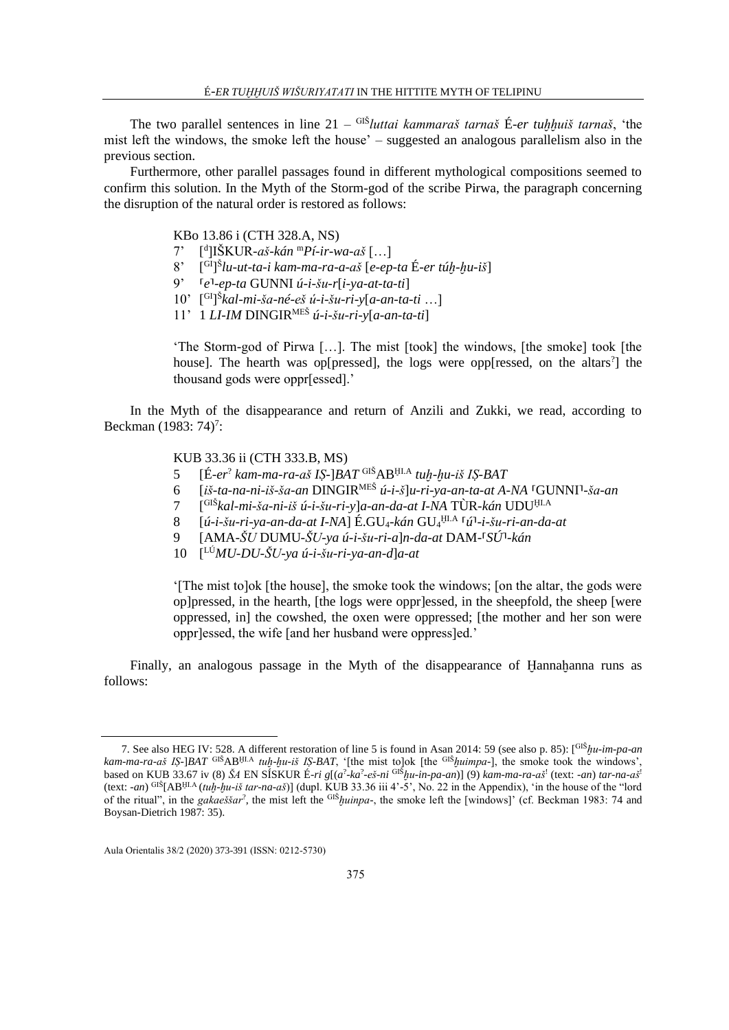The two parallel sentences in line 21 – $^{GIŠ}$*luttai kammaraš tarnaš* É-*er tuḫḫuiš tarnaš*, 'the mist left the windows, the smoke left the house' – suggested an analogous parallelism also in the previous section.

Furthermore, other parallel passages found in different mythological compositions seemed to confirm this solution. In the Myth of the Storm-god of the scribe Pirwa, the paragraph concerning the disruption of the natural order is restored as follows:

KBo 13.86 i (CTH 328.A, NS)
7' [$^{d}$]IŠKUR-*aš-kán* $^{m}$*Pí-ir-wa-aš* […]
8' [$^{GI}$]$^{Š}$*lu-ut-ta-i kam-ma-ra-a-aš* [*e-ep-ta* É-*er túḫ-ḫu-iš*]
9' ⸢*e*⸣-*ep-ta* GUNNI *ú-i-šu-r*[*i-ya-at-ta-ti*]
10' [$^{GI}$]$^{Š}$*kal-mi-ša-né-eš ú-i-šu-ri-y*[*a-an-ta-ti* …]
11' 1 *LI-IM* DINGIR$^{MEŠ}$ *ú-i-šu-ri-y*[*a-an-ta-ti*]

'The Storm-god of Pirwa […]. The mist [took] the windows, [the smoke] took [the house]. The hearth was op[pressed], the logs were opp[ressed, on the altars$^{?}$] the thousand gods were oppr[essed].'

In the Myth of the disappearance and return of Anzili and Zukki, we read, according to Beckman (1983: 74)[7]:

KUB 33.36 ii (CTH 333.B, MS)
5 [É-*er*$^{?}$ *kam-ma-ra-aš IṢ-*]*BAT* $^{GIŠ}$AB$^{ḪI.A}$ *tuḫ-ḫu-iš IṢ-BAT*
6 [*iš-ta-na-ni-iš-ša-an* DINGIR$^{MEŠ}$ *ú-i-š*]*u-ri-ya-an-ta-at A-NA* ⸢GUNNI⸣-*ša-an*
7 [$^{GIŠ}$*kal-mi-ša-ni-iš ú-i-šu-ri-y*]*a-an-da-at I-NA* TÙR-*kán* UDU$^{ḪI.A}$
8 [*ú-i-šu-ri-ya-an-da-at I-NA*] É.GU$_4$-*kán* GU$_4$$^{ḪI.A}$ ⸢*ú*⸣-*i-šu-ri-an-da-at*
9 [AMA-*ŠU* DUMU-*ŠU-ya ú-i-šu-ri-a*]*n-da-at* DAM-⸢*SÚ*⸣-*kán*
10 [$^{LÚ}$*MU-DU-ŠU-ya ú-i-šu-ri-ya-an-d*]*a-at*

'[The mist to]ok [the house], the smoke took the windows; [on the altar, the gods were op]pressed, in the hearth, [the logs were oppr]essed, in the sheepfold, the sheep [were oppressed, in] the cowshed, the oxen were oppressed; [the mother and her son were oppr]essed, the wife [and her husband were oppress]ed.'

Finally, an analogous passage in the Myth of the disappearance of Ḫannaḫanna runs as follows:

---

7. See also HEG IV: 528. A different restoration of line 5 is found in Asan 2014: 59 (see also p. 85): [$^{GIŠ}$*ḫu-im-pa-an kam-ma-ra-aš IṢ-*]*BAT* $^{GIŠ}$AB$^{ḪI.A}$ *tuḫ-ḫu-iš IṢ-BAT*, '[the mist to]ok [the $^{GIŠ}$*ḫuimpa*-], the smoke took the windows', based on KUB 33.67 iv (8) *ŠA* EN SÍSKUR É-*ri g*[(*a*$^{?}$-*ka*$^{?}$-*eš-ni* $^{GIŠ}$*ḫu-in-pa-an*)] (9) *kam-ma-ra-aš*$^{!}$ (text: -*an*) *tar-na-aš*$^{!}$ (text: -*an*) $^{GIŠ}$[AB$^{ḪI.A}$ (*tuḫ-ḫu-iš tar-na-aš*)] (dupl. KUB 33.36 iii 4'-5', No. 22 in the Appendix), 'in the house of the "lord of the ritual", in the *gakaeššar*$^{?}$, the mist left the $^{GIŠ}$*ḫuinpa*-, the smoke left the [windows]' (cf. Beckman 1983: 74 and Boysan-Dietrich 1987: 35).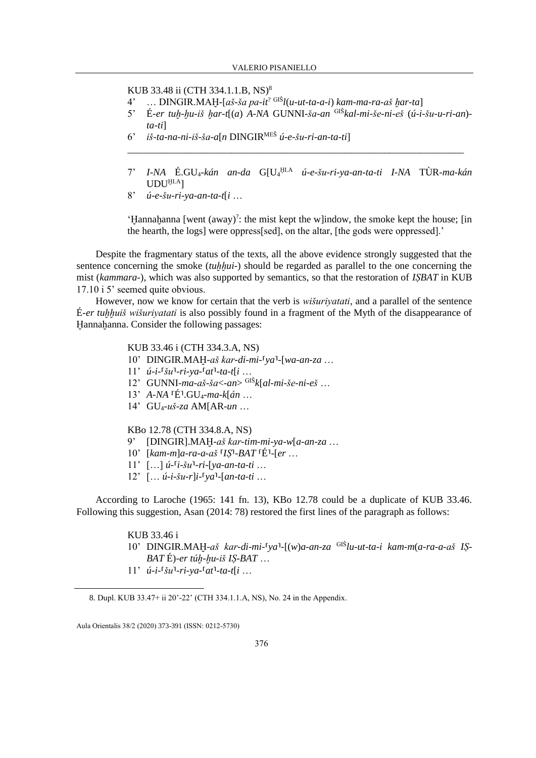KUB 33.48 ii (CTH 334.1.1.B, NS)[8]

4’ … DINGIR.MAḪ-[*aš-ša pa-it*[?] [GIŠ]*l*(*u-ut-ta-a-i*) *kam-ma-ra-aš ḫar-ta*]

5’ É-*er tuḫ-ḫu-iš ḫar-t*[(*a*) *A-NA* GUNNI-*ša-an* [GIŠ]*kal-mi-še-ni-eš* (*ú-i-šu-u-ri-an*)-*ta-ti*]

6’ *iš-ta-na-ni-iš-ša-a*[*n* DINGIR[MEŠ] *ú-e-šu-ri-an-ta-ti*]

---

7’ *I-NA* É.GU$_4$-*kán an-da* G[U$_4$[ḪI.A] *ú-e-šu-ri-ya-an-ta-ti I-NA* TÙR-*ma-kán* UDU[ḪI.A]]

8’ *ú-e-šu-ri-ya-an-ta-t*[*i* …

‘Ḫannaḫanna [went (away)[?]: the mist kept the w]indow, the smoke kept the house; [in the hearth, the logs] were oppress[sed], on the altar, [the gods were oppressed].’

Despite the fragmentary status of the texts, all the above evidence strongly suggested that the sentence concerning the smoke (*tuḫḫui-*) should be regarded as parallel to the one concerning the mist (*kammara-*), which was also supported by semantics, so that the restoration of *IṢBAT* in KUB 17.10 i 5’ seemed quite obvious.

However, now we know for certain that the verb is *wišuriyatati*, and a parallel of the sentence É-*er tuḫḫuiš wišuriyatati* is also possibly found in a fragment of the Myth of the disappearance of Ḫannaḫanna. Consider the following passages:

KUB 33.46 i (CTH 334.3.A, NS)

10’ DINGIR.MAḪ-*aš kar-di-mi-*⸢*ya*⸣-[*wa-an-za* …

11’ *ú-i-*⸢*šu*⸣*-ri-ya-*⸢*at*⸣*-ta-t*[*i* …

12’ GUNNI-*ma-aš-ša*<*-an*> [GIŠ]*k*[*al-mi-še-ni-eš* …

13’ *A-NA* ⸢É⸣.GU$_4$-*ma-k*[*án* …

14’ GU$_4$-*uš-za* AM[AR-*un* …

KBo 12.78 (CTH 334.8.A, NS)

9’ [DINGIR].MAḪ-*aš kar-tim-mi-ya-w*[*a-an-za* …

10’ [*kam-m*]*a-ra-a-aš* ⸢*IṢ*⸣*-BAT* ⸢É⸣-[*er* …

11’ […] *ú-*⸢*i-šu*⸣*-ri-*[*ya-an-ta-ti* …

12’ [… *ú-i-šu-r*]*i-*⸢*ya*⸣*-*[*an-ta-ti* …

According to Laroche (1965: 141 fn. 13), KBo 12.78 could be a duplicate of KUB 33.46. Following this suggestion, Asan (2014: 78) restored the first lines of the paragraph as follows:

KUB 33.46 i

10’ DINGIR.MAḪ-*aš kar-di-mi-*⸢*ya*⸣-[(*w*)*a-an-za* [GIŠ]*lu-ut-ta-i kam-m*(*a-ra-a-aš IṢ-BAT* É)*-er túḫ-ḫu-iš IṢ-BAT* …

11’ *ú-i-*⸢*šu*⸣*-ri-ya-*⸢*at*⸣*-ta-t*[*i* …

---

8. Dupl. KUB 33.47+ ii 20’-22’ (CTH 334.1.1.A, NS), No. 24 in the Appendix.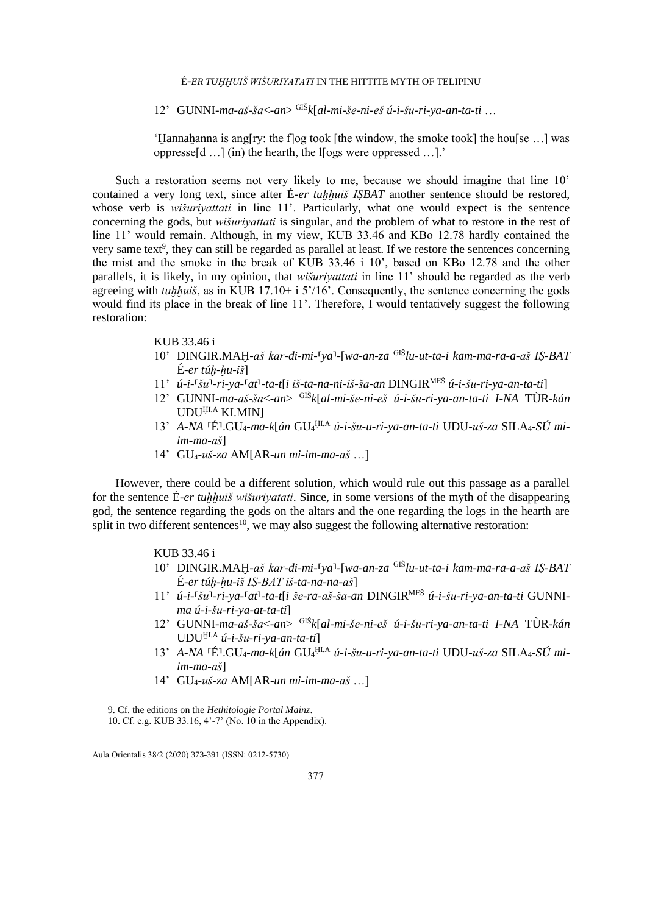12’ GUNNI-*ma-aš-ša<-an>* [GIŠ]*k*[*al-mi-še-ni-eš ú-i-šu-ri-ya-an-ta-ti* …

‘Ḫannaḫanna is ang[ry: the f]og took [the window, the smoke took] the hou[se …] was oppresse[d …] (in) the hearth, the l[ogs were oppressed …].’

Such a restoration seems not very likely to me, because we should imagine that line 10’ contained a very long text, since after É-*er tuḫḫuiš IṢBAT* another sentence should be restored, whose verb is *wišuriyattati* in line 11’. Particularly, what one would expect is the sentence concerning the gods, but *wišuriyattati* is singular, and the problem of what to restore in the rest of line 11’ would remain. Although, in my view, KUB 33.46 and KBo 12.78 hardly contained the very same text[9], they can still be regarded as parallel at least. If we restore the sentences concerning the mist and the smoke in the break of KUB 33.46 i 10’, based on KBo 12.78 and the other parallels, it is likely, in my opinion, that *wišuriyattati* in line 11’ should be regarded as the verb agreeing with *tuḫḫuiš*, as in KUB 17.10+ i 5’/16’. Consequently, the sentence concerning the gods would find its place in the break of line 11’. Therefore, I would tentatively suggest the following restoration:

KUB 33.46 i

10’ DINGIR.MAḪ-*aš kar-di-mi-*⸢*ya*⸣-[*wa-an-za* [GIŠ]*lu-ut-ta-i kam-ma-ra-a-aš IṢ-BAT* É-*er túḫ-ḫu-iš*]

11’ *ú-i-*⸢*šu*⸣*-ri-ya-*⸢*at*⸣*-ta-t*[*i iš-ta-na-ni-iš-ša-an* DINGIR[MEŠ] *ú-i-šu-ri-ya-an-ta-ti*]

12’ GUNNI-*ma-aš-ša<-an>* [GIŠ]*k*[*al-mi-še-ni-eš ú-i-šu-ri-ya-an-ta-ti I-NA* TÙR-*kán* UDU[ḪI.A] KI.MIN]

13’ *A-NA* ⸢É⸣.GU₄-*ma-k*[*án* GU₄[ḪI.A] *ú-i-šu-u-ri-ya-an-ta-ti* UDU-*uš-za* SILA₄-*SÚ mi-im-ma-aš*]

14’ GU₄-*uš-za* AM[AR-*un mi-im-ma-aš* …]

However, there could be a different solution, which would rule out this passage as a parallel for the sentence É-*er tuḫḫuiš wišuriyatati*. Since, in some versions of the myth of the disappearing god, the sentence regarding the gods on the altars and the one regarding the logs in the hearth are split in two different sentences[10], we may also suggest the following alternative restoration:

KUB 33.46 i

10’ DINGIR.MAḪ-*aš kar-di-mi-*⸢*ya*⸣-[*wa-an-za* [GIŠ]*lu-ut-ta-i kam-ma-ra-a-aš IṢ-BAT* É-*er túḫ-ḫu-iš IṢ-BAT iš-ta-na-na-aš*]

11’ *ú-i-*⸢*šu*⸣*-ri-ya-*⸢*at*⸣*-ta-t*[*i še-ra-aš-ša-an* DINGIR[MEŠ] *ú-i-šu-ri-ya-an-ta-ti* GUNNI-*ma ú-i-šu-ri-ya-at-ta-ti*]

12’ GUNNI-*ma-aš-ša<-an>* [GIŠ]*k*[*al-mi-še-ni-eš ú-i-šu-ri-ya-an-ta-ti I-NA* TÙR-*kán* UDU[ḪI.A] *ú-i-šu-ri-ya-an-ta-ti*]

13’ *A-NA* ⸢É⸣.GU₄-*ma-k*[*án* GU₄[ḪI.A] *ú-i-šu-u-ri-ya-an-ta-ti* UDU-*uš-za* SILA₄-*SÚ mi-im-ma-aš*]

14’ GU₄-*uš-za* AM[AR-*un mi-im-ma-aš* …]

---

9. Cf. the editions on the *Hethitologie Portal Mainz*.

10. Cf. e.g. KUB 33.16, 4’-7’ (No. 10 in the Appendix).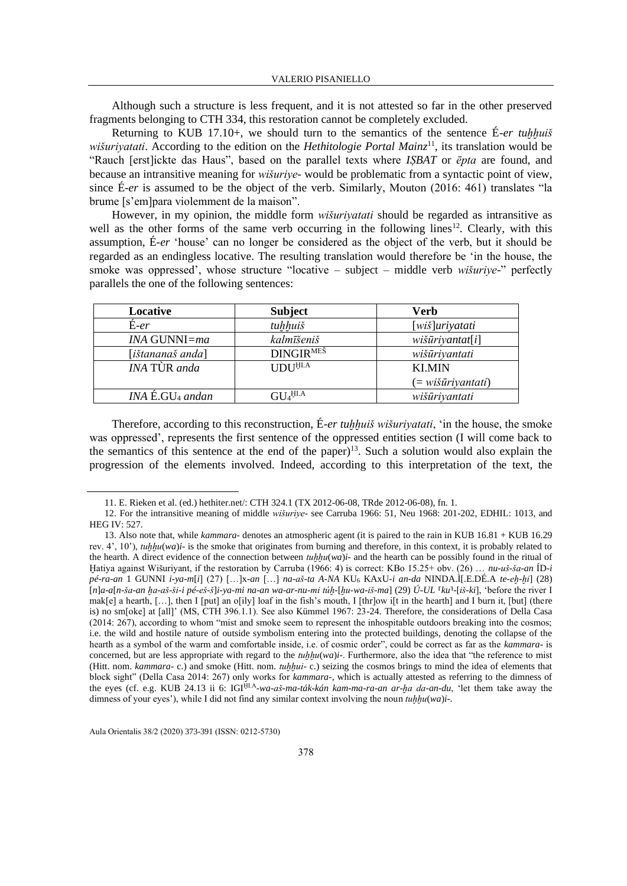Although such a structure is less frequent, and it is not attested so far in the other preserved fragments belonging to CTH 334, this restoration cannot be completely excluded.

Returning to KUB 17.10+, we should turn to the semantics of the sentence É*-er tuḫḫuiš wišuriyatati*. According to the edition on the *Hethitologie Portal Mainz*[11], its translation would be "Rauch [erst]ickte das Haus", based on the parallel texts where *IṢBAT* or *ēpta* are found, and because an intransitive meaning for *wišuriye-* would be problematic from a syntactic point of view, since É*-er* is assumed to be the object of the verb. Similarly, Mouton (2016: 461) translates "la brume [s'em]para violemment de la maison".

However, in my opinion, the middle form *wišuriyatati* should be regarded as intransitive as well as the other forms of the same verb occurring in the following lines[12]. Clearly, with this assumption, É*-er* 'house' can no longer be considered as the object of the verb, but it should be regarded as an endingless locative. The resulting translation would therefore be 'in the house, the smoke was oppressed', whose structure "locative – subject – middle verb *wišuriye-*" perfectly parallels the one of the following sentences:

| Locative | Subject | Verb |
|---|---|---|
| É*-er* | *tuḫḫuiš* | [*wiš*]*uriyatati* |
| *INA* GUNNI*=ma* | *kalmīšeniš* | *wišūriyantat*[*i*] |
| [*ištananaš anda*] | DINGIR^MEŠ | *wišūriyantati* |
| *INA* TÙR *anda* | UDU^ḪI.A | KI.MIN (= *wišūriyantati*) |
| *INA* É.GU₄ *andan* | GU₄^ḪI.A | *wišūriyantati* |

Therefore, according to this reconstruction, É*-er tuḫḫuiš wišuriyatati*, 'in the house, the smoke was oppressed', represents the first sentence of the oppressed entities section (I will come back to the semantics of this sentence at the end of the paper)[13]. Such a solution would also explain the progression of the elements involved. Indeed, according to this interpretation of the text, the

---

11. E. Rieken et al. (ed.) hethiter.net/: CTH 324.1 (TX 2012-06-08, TRde 2012-06-08), fn. 1.

12. For the intransitive meaning of middle *wišuriye-* see Carruba 1966: 51, Neu 1968: 201-202, EDHIL: 1013, and HEG IV: 527.

13. Also note that, while *kammara-* denotes an atmospheric agent (it is paired to the rain in KUB 16.81 + KUB 16.29 rev. 4', 10'), *tuḫḫu*(*wa*)*i-* is the smoke that originates from burning and therefore, in this context, it is probably related to the hearth. A direct evidence of the connection between *tuḫḫu*(*wa*)*i-* and the hearth can be possibly found in the ritual of Ḫatiya against Wišuriyant, if the restoration by Carruba (1966: 4) is correct: KBo 15.25+ obv. (26) … *nu-uš-ša-an* ÍD*-i pé-ra-an* 1 GUNNI *i-ya-m*[*i*] (27) […]x*-an* […] *na-aš-ta A-NA* KU₆ KAxU*-i an-da* NINDA.Ì[.E.DÉ.A *te-eḫ-ḫi*] (28) [*n*]*a-a*[*n-ša-an ḫa-aš-ši-i pé-eš-š*]*i-ya-mi na-an wa-ar-nu-mi túḫ-*[*ḫu-wa-iš-ma*] (29) *Ú-UL* ⌈*ku*⌉-[*iš-ki*], 'before the river I mak[e] a hearth, […], then I [put] an o[ily] loaf in the fish's mouth, I [thr]ow i[t in the hearth] and I burn it, [but] (there is) no sm[oke] at [all]' (MS, CTH 396.1.1). See also Kümmel 1967: 23-24. Therefore, the considerations of Della Casa (2014: 267), according to whom "mist and smoke seem to represent the inhospitable outdoors breaking into the cosmos; i.e. the wild and hostile nature of outside symbolism entering into the protected buildings, denoting the collapse of the hearth as a symbol of the warm and comfortable inside, i.e. of cosmic order", could be correct as far as the *kammara-* is concerned, but are less appropriate with regard to the *tuḫḫu*(*wa*)*i-*. Furthermore, also the idea that "the reference to mist (Hitt. nom. *kammara-* c.) and smoke (Hitt. nom. *tuḫḫui-* c.) seizing the cosmos brings to mind the idea of elements that block sight" (Della Casa 2014: 267) only works for *kammara-*, which is actually attested as referring to the dimness of the eyes (cf. e.g. KUB 24.13 ii 6: IGI^ḪI.A*-wa-aš-ma-ták-kán kam-ma-ra-an ar-ḫa da-an-du*, 'let them take away the dimness of your eyes'), while I did not find any similar context involving the noun *tuḫḫu*(*wa*)*i-*.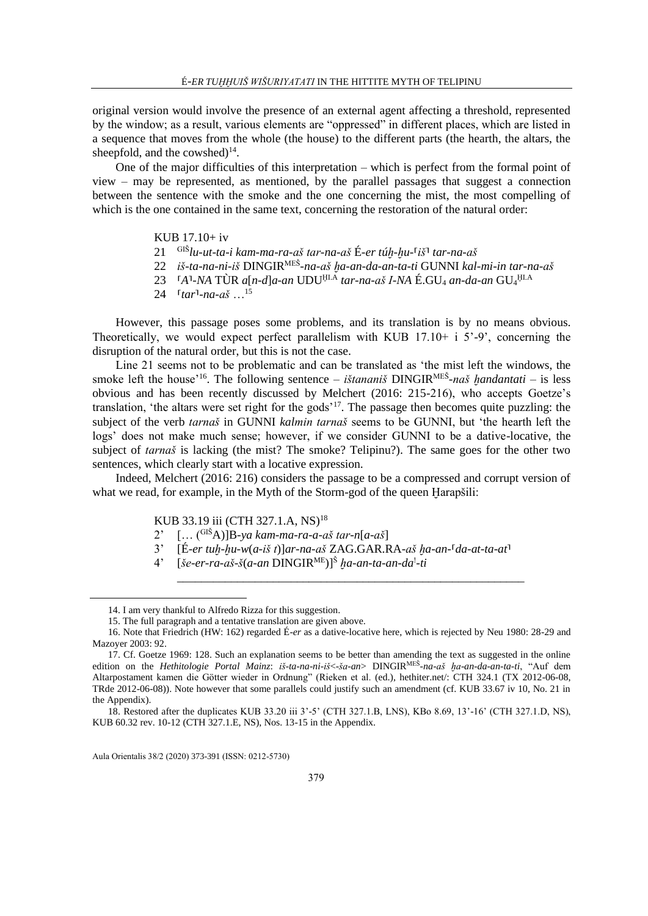original version would involve the presence of an external agent affecting a threshold, represented by the window; as a result, various elements are "oppressed" in different places, which are listed in a sequence that moves from the whole (the house) to the different parts (the hearth, the altars, the sheepfold, and the cowshed)[14].

One of the major difficulties of this interpretation – which is perfect from the formal point of view – may be represented, as mentioned, by the parallel passages that suggest a connection between the sentence with the smoke and the one concerning the mist, the most compelling of which is the one contained in the same text, concerning the restoration of the natural order:

KUB 17.10+ iv

21 GIŠ*lu-ut-ta-i kam-ma-ra-aš tar-na-aš* É*-er túḫ-ḫu-*⌈*iš*⌉ *tar-na-aš*

22 *iš-ta-na-ni-iš* DINGIRMEŠ*-na-aš ḫa-an-da-an-ta-ti* GUNNI *kal-mi-in tar-na-aš*

23 ⌈*A*⌉*-NA* TÙR *a*[*n-d*]*a-an* UDUḪI.A *tar-na-aš I-NA* É.GU4 *an-da-an* GU4ḪI.A

24 ⌈*tar*⌉*-na-aš* …[15]

However, this passage poses some problems, and its translation is by no means obvious. Theoretically, we would expect perfect parallelism with KUB 17.10+ i 5'-9', concerning the disruption of the natural order, but this is not the case.

Line 21 seems not to be problematic and can be translated as 'the mist left the windows, the smoke left the house'[16]. The following sentence – *ištananiš* DINGIRMEŠ*-naš ḫandantati* – is less obvious and has been recently discussed by Melchert (2016: 215-216), who accepts Goetze's translation, 'the altars were set right for the gods'[17]. The passage then becomes quite puzzling: the subject of the verb *tarnaš* in GUNNI *kalmin tarnaš* seems to be GUNNI, but 'the hearth left the logs' does not make much sense; however, if we consider GUNNI to be a dative-locative, the subject of *tarnaš* is lacking (the mist? The smoke? Telipinu?). The same goes for the other two sentences, which clearly start with a locative expression.

Indeed, Melchert (2016: 216) considers the passage to be a compressed and corrupt version of what we read, for example, in the Myth of the Storm-god of the queen Ḫarapšili:

KUB 33.19 iii (CTH 327.1.A, NS)[18]

2' [… (GIŠA)]B*-ya kam-ma-ra-a-aš tar-n*[*a-aš*]

3' [É*-er tuḫ-ḫu-w*(*a-iš t*)]*ar-na-aš* ZAG.GAR.RA*-aš ḫa-an-*⌈*da-at-ta-at*⌉

4' [*še-er-ra-aš-š*(*a-an* DINGIRME)]Š *ḫa-an-ta-an-da*!*-ti*

---

14. I am very thankful to Alfredo Rizza for this suggestion.

15. The full paragraph and a tentative translation are given above.

16. Note that Friedrich (HW: 162) regarded É*-er* as a dative-locative here, which is rejected by Neu 1980: 28-29 and Mazoyer 2003: 92.

17. Cf. Goetze 1969: 128. Such an explanation seems to be better than amending the text as suggested in the online edition on the *Hethitologie Portal Mainz*: *iš-ta-na-ni-iš<-ša-an>* DINGIRMEŠ*-na-aš ḫa-an-da-an-ta-ti*, "Auf dem Altarpostament kamen die Götter wieder in Ordnung" (Rieken et al. (ed.), hethiter.net/: CTH 324.1 (TX 2012-06-08, TRde 2012-06-08)). Note however that some parallels could justify such an amendment (cf. KUB 33.67 iv 10, No. 21 in the Appendix).

18. Restored after the duplicates KUB 33.20 iii 3'-5' (CTH 327.1.B, LNS), KBo 8.69, 13'-16' (CTH 327.1.D, NS), KUB 60.32 rev. 10-12 (CTH 327.1.E, NS), Nos. 13-15 in the Appendix.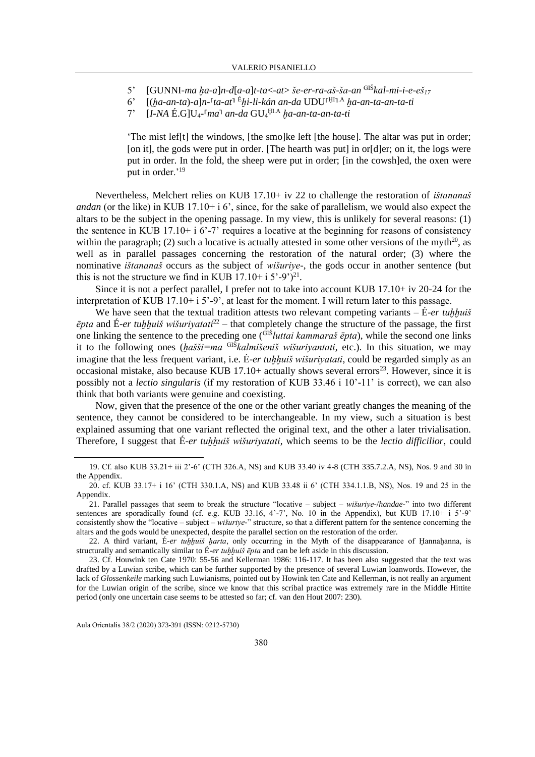5' [GUNNI-*ma ḫa-a*]*n-d*[*a-a*]*t-ta<-at> še-er-ra-aš-ša-an* <sup>GIŠ</sup>*kal-mi-i-e-eš₁₇*

6' [(*ḫa-an-ta*)-*a*]*n*-⸢*ta-at*⸣ <sup>É</sup>*ḫi-li-kán an-da* UDU⸢<sup>ḪI</sup>⸣<sup>.A</sup> *ḫa-an-ta-an-ta-ti*

7' [*I-NA* É.G]U₄-⸢*ma*⸣ *an-da* GU₄<sup>ḪI.A</sup> *ḫa-an-ta-an-ta-ti*

'The mist lef[t] the windows, [the smo]ke left [the house]. The altar was put in order; [on it], the gods were put in order. [The hearth was put] in or[d]er; on it, the logs were put in order. In the fold, the sheep were put in order; [in the cowsh]ed, the oxen were put in order.'[19]

Nevertheless, Melchert relies on KUB 17.10+ iv 22 to challenge the restoration of *ištananaš andan* (or the like) in KUB 17.10+ i 6', since, for the sake of parallelism, we would also expect the altars to be the subject in the opening passage. In my view, this is unlikely for several reasons: (1) the sentence in KUB 17.10+ i 6'-7' requires a locative at the beginning for reasons of consistency within the paragraph; (2) such a locative is actually attested in some other versions of the myth[20], as well as in parallel passages concerning the restoration of the natural order; (3) where the nominative *ištananaš* occurs as the subject of *wišuriye-*, the gods occur in another sentence (but this is not the structure we find in KUB 17.10+ i 5'-9')[21].

Since it is not a perfect parallel, I prefer not to take into account KUB 17.10+ iv 20-24 for the interpretation of KUB 17.10+ i 5'-9', at least for the moment. I will return later to this passage.

We have seen that the textual tradition attests two relevant competing variants – É-*er tuḫḫuiš ēpta* and É-*er tuḫḫuiš wišuriyatati*[22] – that completely change the structure of the passage, the first one linking the sentence to the preceding one (<sup>GIŠ</sup>*luttai kammaraš ēpta*), while the second one links it to the following ones (*ḫašši=ma* <sup>GIŠ</sup>*kalmišeniš wišuriyantati*, etc.). In this situation, we may imagine that the less frequent variant, i.e. É-*er tuḫḫuiš wišuriyatati*, could be regarded simply as an occasional mistake, also because KUB 17.10+ actually shows several errors[23]. However, since it is possibly not a *lectio singularis* (if my restoration of KUB 33.46 i 10'-11' is correct), we can also think that both variants were genuine and coexisting.

Now, given that the presence of the one or the other variant greatly changes the meaning of the sentence, they cannot be considered to be interchangeable. In my view, such a situation is best explained assuming that one variant reflected the original text, and the other a later trivialisation. Therefore, I suggest that É-*er tuḫḫuiš wišuriyatati*, which seems to be the *lectio difficilior*, could

---

19. Cf. also KUB 33.21+ iii 2'-6' (CTH 326.A, NS) and KUB 33.40 iv 4-8 (CTH 335.7.2.A, NS), Nos. 9 and 30 in the Appendix.

20. cf. KUB 33.17+ i 16' (CTH 330.1.A, NS) and KUB 33.48 ii 6' (CTH 334.1.1.B, NS), Nos. 19 and 25 in the Appendix.

21. Parallel passages that seem to break the structure "locative – subject – *wišuriye-*/*handae-*" into two different sentences are sporadically found (cf. e.g. KUB 33.16, 4'-7', No. 10 in the Appendix), but KUB 17.10+ i 5'-9' consistently show the "locative – subject – *wišuriye-*" structure, so that a different pattern for the sentence concerning the altars and the gods would be unexpected, despite the parallel section on the restoration of the order.

22. A third variant, É-*er tuḫḫuiš ḫarta*, only occurring in the Myth of the disappearance of Ḫannaḫanna, is structurally and semantically similar to É-*er tuḫḫuiš ēpta* and can be left aside in this discussion.

23. Cf. Houwink ten Cate 1970: 55-56 and Kellerman 1986: 116-117. It has been also suggested that the text was drafted by a Luwian scribe, which can be further supported by the presence of several Luwian loanwords. However, the lack of *Glossenkeile* marking such Luwianisms, pointed out by Howink ten Cate and Kellerman, is not really an argument for the Luwian origin of the scribe, since we know that this scribal practice was extremely rare in the Middle Hittite period (only one uncertain case seems to be attested so far; cf. van den Hout 2007: 230).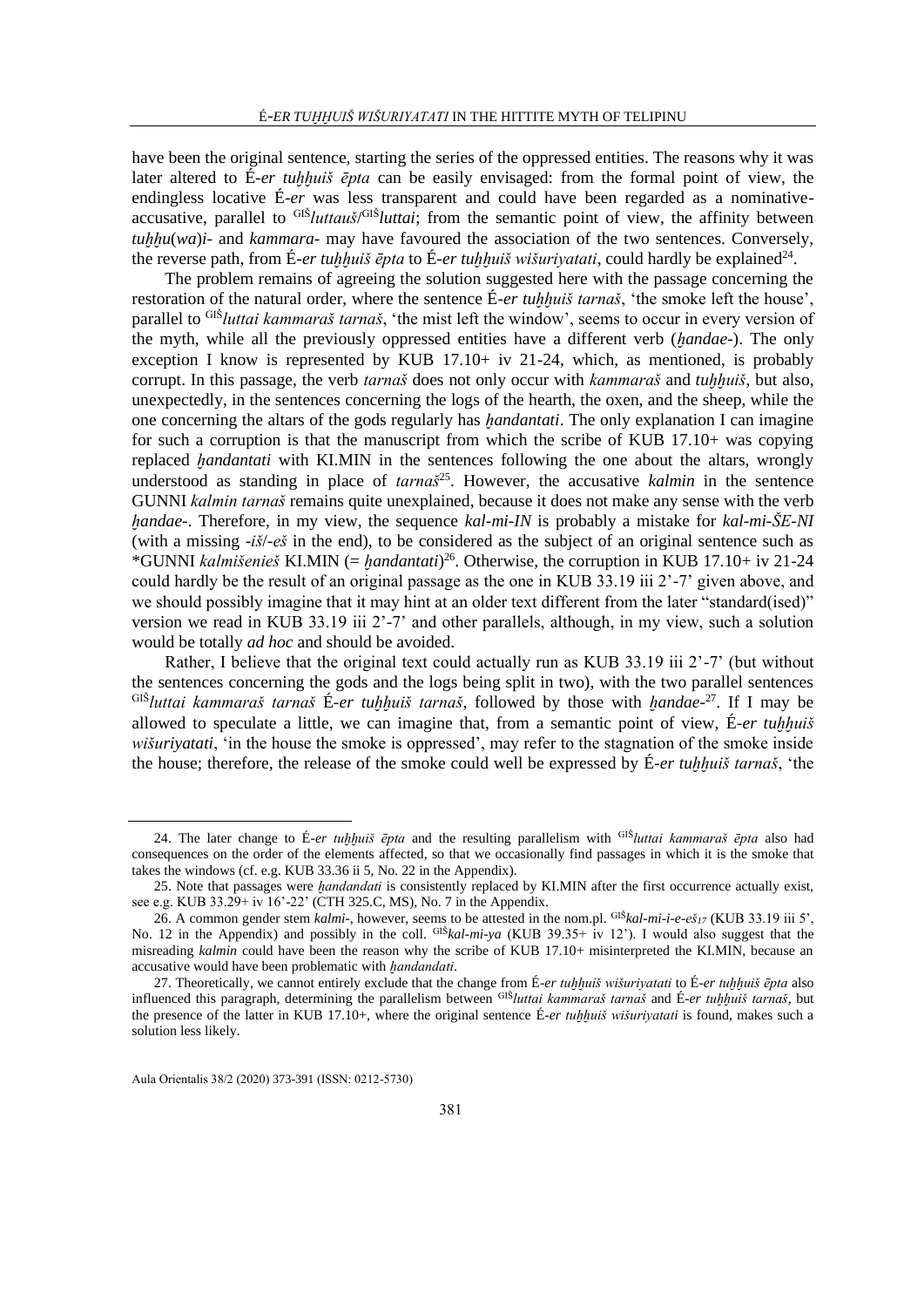have been the original sentence, starting the series of the oppressed entities. The reasons why it was later altered to É-*er tuḫḫuiš ēpta* can be easily envisaged: from the formal point of view, the endingless locative É-*er* was less transparent and could have been regarded as a nominative-accusative, parallel to $^{GIŠ}$*luttauš*/$^{GIŠ}$*luttai*; from the semantic point of view, the affinity between *tuḫḫu*(*wa*)*i*- and *kammara*- may have favoured the association of the two sentences. Conversely, the reverse path, from É-*er tuḫḫuiš ēpta* to É-*er tuḫḫuiš wišuriyatati*, could hardly be explained[24].

The problem remains of agreeing the solution suggested here with the passage concerning the restoration of the natural order, where the sentence É-*er tuḫḫuiš tarnaš*, 'the smoke left the house', parallel to $^{GIŠ}$*luttai kammaraš tarnaš*, 'the mist left the window', seems to occur in every version of the myth, while all the previously oppressed entities have a different verb (*ḫandae*-). The only exception I know is represented by KUB 17.10+ iv 21-24, which, as mentioned, is probably corrupt. In this passage, the verb *tarnaš* does not only occur with *kammaraš* and *tuḫḫuiš*, but also, unexpectedly, in the sentences concerning the logs of the hearth, the oxen, and the sheep, while the one concerning the altars of the gods regularly has *ḫandantati*. The only explanation I can imagine for such a corruption is that the manuscript from which the scribe of KUB 17.10+ was copying replaced *ḫandantati* with KI.MIN in the sentences following the one about the altars, wrongly understood as standing in place of *tarnaš*[25]. However, the accusative *kalmin* in the sentence GUNNI *kalmin tarnaš* remains quite unexplained, because it does not make any sense with the verb *ḫandae*-. Therefore, in my view, the sequence *kal-mi-IN* is probably a mistake for *kal-mi-ŠE-NI* (with a missing -*iš*/-*eš* in the end), to be considered as the subject of an original sentence such as \*GUNNI *kalmišenieš* KI.MIN (= *ḫandantati*)[26]. Otherwise, the corruption in KUB 17.10+ iv 21-24 could hardly be the result of an original passage as the one in KUB 33.19 iii 2'-7' given above, and we should possibly imagine that it may hint at an older text different from the later "standard(ised)" version we read in KUB 33.19 iii 2'-7' and other parallels, although, in my view, such a solution would be totally *ad hoc* and should be avoided.

Rather, I believe that the original text could actually run as KUB 33.19 iii 2'-7' (but without the sentences concerning the gods and the logs being split in two), with the two parallel sentences $^{GIŠ}$*luttai kammaraš tarnaš* É-*er tuḫḫuiš tarnaš*, followed by those with *ḫandae*-[27]. If I may be allowed to speculate a little, we can imagine that, from a semantic point of view, É-*er tuḫḫuiš wišuriyatati*, 'in the house the smoke is oppressed', may refer to the stagnation of the smoke inside the house; therefore, the release of the smoke could well be expressed by É-*er tuḫḫuiš tarnaš*, 'the

---

24. The later change to É-*er tuḫḫuiš ēpta* and the resulting parallelism with $^{GIŠ}$*luttai kammaraš ēpta* also had consequences on the order of the elements affected, so that we occasionally find passages in which it is the smoke that takes the windows (cf. e.g. KUB 33.36 ii 5, No. 22 in the Appendix).

25. Note that passages were *ḫandandati* is consistently replaced by KI.MIN after the first occurrence actually exist, see e.g. KUB 33.29+ iv 16'-22' (CTH 325.C, MS), No. 7 in the Appendix.

26. A common gender stem *kalmi*-, however, seems to be attested in the nom.pl. $^{GIŠ}$*kal-mi-i-e-eš*$_{17}$ (KUB 33.19 iii 5', No. 12 in the Appendix) and possibly in the coll. $^{GIŠ}$*kal-mi-ya* (KUB 39.35+ iv 12'). I would also suggest that the misreading *kalmin* could have been the reason why the scribe of KUB 17.10+ misinterpreted the KI.MIN, because an accusative would have been problematic with *ḫandandati*.

27. Theoretically, we cannot entirely exclude that the change from É-*er tuḫḫuiš wišuriyatati* to É-*er tuḫḫuiš ēpta* also influenced this paragraph, determining the parallelism between $^{GIŠ}$*luttai kammaraš tarnaš* and É-*er tuḫḫuiš tarnaš*, but the presence of the latter in KUB 17.10+, where the original sentence É-*er tuḫḫuiš wišuriyatati* is found, makes such a solution less likely.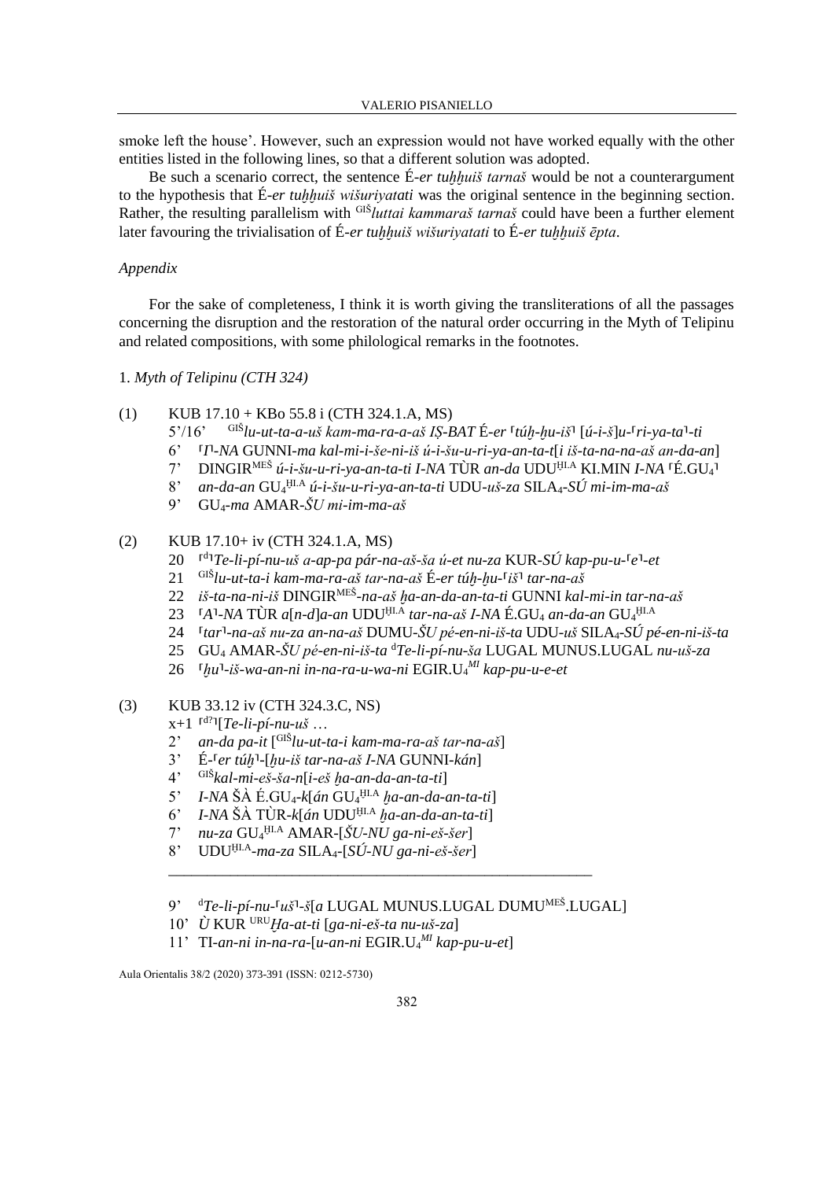smoke left the house'. However, such an expression would not have worked equally with the other entities listed in the following lines, so that a different solution was adopted.

Be such a scenario correct, the sentence É-*er tuḫḫuiš tarnaš* would be not a counterargument to the hypothesis that É-*er tuḫḫuiš wišuriyatati* was the original sentence in the beginning section. Rather, the resulting parallelism with [GIŠ]*luttai kammaraš tarnaš* could have been a further element later favouring the trivialisation of É-*er tuḫḫuiš wišuriyatati* to É-*er tuḫḫuiš ēpta*.

*Appendix*

For the sake of completeness, I think it is worth giving the transliterations of all the passages concerning the disruption and the restoration of the natural order occurring in the Myth of Telipinu and related compositions, with some philological remarks in the footnotes.

1. *Myth of Telipinu (CTH 324)*

(1) KUB 17.10 + KBo 55.8 i (CTH 324.1.A, MS)

5'/16' [GIŠ]*lu-ut-ta-a-uš kam-ma-ra-a-aš IṢ-BAT* É-*er* ⸢*túḫ-ḫu-iš*⸣ [*ú-i-š*]*u*-⸢*ri-ya-ta*⸣-*ti*

6' ⸢*I*⸣-*NA* GUNNI-*ma kal-mi-i-še-ni-iš ú-i-šu-u-ri-ya-an-ta-t*[*i iš-ta-na-na-aš an-da-an*]

7' DINGIR[MEŠ] *ú-i-šu-u-ri-ya-an-ta-ti I-NA* TÙR *an-da* UDU[ḪI.A] KI.MIN *I-NA* ⸢É.GU$_4$⸣

8' *an-da-an* GU$_4$[ḪI.A] *ú-i-šu-u-ri-ya-an-ta-ti* UDU-*uš-za* SILA$_4$-*SÚ mi-im-ma-aš*

9' GU$_4$-*ma* AMAR-*ŠU mi-im-ma-aš*

(2) KUB 17.10+ iv (CTH 324.1.A, MS)

20 ⸢d⸣*Te-li-pí-nu-uš a-ap-pa pár-na-aš-ša ú-et nu-za* KUR-*SÚ kap-pu-u*-⸢*e*⸣-*et*

21 [GIŠ]*lu-ut-ta-i kam-ma-ra-aš tar-na-aš* É-*er túḫ-ḫu*-⸢*iš*⸣ *tar-na-aš*

22 *iš-ta-na-ni-iš* DINGIR[MEŠ]-*na-aš ḫa-an-da-an-ta-ti* GUNNI *kal-mi-in tar-na-aš*

23 ⸢*A*⸣-*NA* TÙR *a*[*n-d*]*a-an* UDU[ḪI.A] *tar-na-aš I-NA* É.GU$_4$ *an-da-an* GU$_4$[ḪI.A]

24 ⸢*tar*⸣-*na-aš nu-za an-na-aš* DUMU-*ŠU pé-en-ni-iš-ta* UDU-*uš* SILA$_4$-*SÚ pé-en-ni-iš-ta*

25 GU$_4$ AMAR-*ŠU pé-en-ni-iš-ta* d*Te-li-pí-nu-ša* LUGAL MUNUS.LUGAL *nu-uš-za*

26 ⸢*ḫu*⸣-*iš-wa-an-ni in-na-ra-u-wa-ni* EGIR.U$_4$[MI] *kap-pu-u-e-et*

(3) KUB 33.12 iv (CTH 324.3.C, NS)

x+1 ⸢d?⸣[*Te-li-pí-nu-uš* …

2' *an-da pa-it* [[GIŠ]*lu-ut-ta-i kam-ma-ra-aš tar-na-aš*]

3' É-⸢*er túḫ*⸣-[*ḫu-iš tar-na-aš I-NA* GUNNI-*kán*]

4' [GIŠ]*kal-mi-eš-ša-n*[*i-eš ḫa-an-da-an-ta-ti*]

5' *I-NA* ŠÀ É.GU$_4$-*k*[*án* GU$_4$[ḪI.A] *ḫa-an-da-an-ta-ti*]

6' *I-NA* ŠÀ TÙR-*k*[*án* UDU[ḪI.A] *ḫa-an-da-an-ta-ti*]

7' *nu-za* GU$_4$[ḪI.A] AMAR-[*ŠU-NU ga-ni-eš-šer*]

8' UDU[ḪI.A]-*ma-za* SILA$_4$-[*SÚ-NU ga-ni-eš-šer*]

---

9' d*Te-li-pí-nu*-⸢*uš*⸣-*š*[*a* LUGAL MUNUS.LUGAL DUMU[MEŠ].LUGAL]

10' *Ù* KUR [URU]*Ḫa-at-ti* [*ga-ni-eš-ta nu-uš-za*]

11' TI-*an-ni in-na-ra*-[*u-an-ni* EGIR.U$_4$[MI] *kap-pu-u-et*]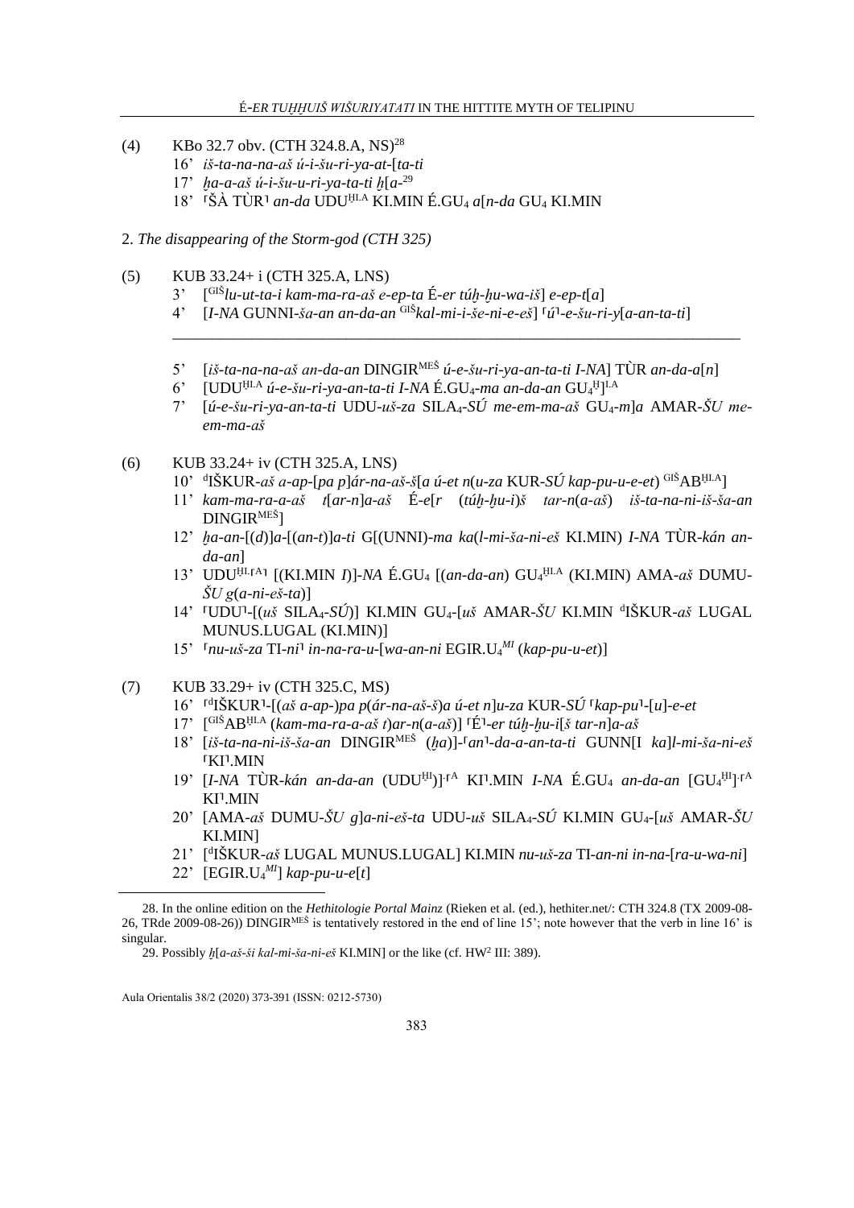(4) KBo 32.7 obv. (CTH 324.8.A, NS)[28]

16’ *iš-ta-na-na-aš ú-i-šu-ri-ya-at-*[*ta-ti*

17’ *ḫa-a-aš ú-i-šu-u-ri-ya-ta-ti ḫ*[*a-*[29]

18’ ⸢ŠÀ TÙR⸣ *an-da* UDU^ḪI.A^ KI.MIN É.GU₄ *a*[*n-da* GU₄ KI.MIN

2. *The disappearing of the Storm-god (CTH 325)*

(5) KUB 33.24+ i (CTH 325.A, LNS)

3’ [^GIŠ^*lu-ut-ta-i kam-ma-ra-aš e-ep-ta* É-*er túḫ-ḫu-wa-iš*] *e-ep-t*[*a*]

4’ [*I-NA* GUNNI-*ša-an an-da-an* ^GIŠ^*kal-mi-i-še-ni-e-eš*] ⸢*ú*⸣*-e-šu-ri-y*[*a-an-ta-ti*]

---

5’ [*iš-ta-na-na-aš an-da-an* DINGIR^MEŠ^ *ú-e-šu-ri-ya-an-ta-ti I-NA*] TÙR *an-da-a*[*n*]

6’ [UDU^ḪI.A^ *ú-e-šu-ri-ya-an-ta-ti I-NA* É.GU₄*-ma an-da-an* GU₄^Ḫ^]^I.A^

7’ [*ú-e-šu-ri-ya-an-ta-ti* UDU-*uš-za* SILA₄*-SÚ me-em-ma-aš* GU₄*-m*]*a* AMAR-*ŠU me-em-ma-aš*

(6) KUB 33.24+ iv (CTH 325.A, LNS)

10’ ^d^IŠKUR-*aš a-ap-*[*pa p*]*ár-na-aš-š*[*a ú-et n*(*u-za* KUR-*SÚ kap-pu-u-e-et*) ^GIŠ^AB^ḪI.A^]

11’ *kam-ma-ra-a-aš t*[*ar-n*]*a-aš* É-*e*[*r* (*túḫ-ḫu-i*)*š tar-n*(*a-aš*) *iš-ta-na-ni-iš-ša-an* DINGIR^MEŠ^]

12’ *ḫa-an-*[(*d*)]*a-*[(*an-t*)]*a-ti* G[(UNNI)-*ma ka*(*l-mi-ša-ni-eš* KI.MIN) *I-NA* TÙR-*kán an-da-an*]

13’ UDU^ḪI.⸢A⸣^ [(KI.MIN *I*)]-*NA* É.GU₄ [(*an-da-an*) GU₄^ḪI.A^ (KI.MIN) AMA-*aš* DUMU-*ŠU g*(*a-ni-eš-ta*)]

14’ ⸢UDU⸣-[(*uš* SILA₄*-SÚ*)] KI.MIN GU₄-[*uš* AMAR-*ŠU* KI.MIN ^d^IŠKUR-*aš* LUGAL MUNUS.LUGAL (KI.MIN)]

15’ ⸢*nu-uš-za* TI-*ni*⸣ *in-na-ra-u-*[*wa-an-ni* EGIR.U₄^*MI*^ (*kap-pu-u-et*)]

(7) KUB 33.29+ iv (CTH 325.C, MS)

16’ ⸢^d^IŠKUR⸣-[(*aš a-ap-*)*pa p*(*ár-na-aš-š*)*a ú-et n*]*u-za* KUR-*SÚ* ⸢*kap-pu*⸣-[*u*]*-e-et*

17’ [^GIŠ^AB^ḪI.A^ (*kam-ma-ra-a-aš t*)*ar-n*(*a-aš*)] ⸢É⸣*-er túḫ-ḫu-i*[*š tar-n*]*a-aš*

18’ [*iš-ta-na-ni-iš-ša-an* DINGIR^MEŠ^ (*ḫa*)]-⸢*an*⸣*-da-a-an-ta-ti* GUNN[I *ka*]*l-mi-ša-ni-eš* ⸢KI⸣.MIN

19’ [*I-NA* TÙR-*kán an-da-an* (UDU^ḪI^)]^.⸢A^ KI⸣.MIN *I-NA* É.GU₄ *an-da-an* [GU₄^ḪI^]^.⸢A^ KI⸣.MIN

20’ [AMA-*aš* DUMU-*ŠU g*]*a-ni-eš-ta* UDU-*uš* SILA₄*-SÚ* KI.MIN GU₄-[*uš* AMAR-*ŠU* KI.MIN]

21’ [^d^IŠKUR-*aš* LUGAL MUNUS.LUGAL] KI.MIN *nu-uš-za* TI-*an-ni in-na-*[*ra-u-wa-ni*]

22’ [EGIR.U₄^*MI*^] *kap-pu-u-e*[*t*]

---

28. In the online edition on the *Hethitologie Portal Mainz* (Rieken et al. (ed.), hethiter.net/: CTH 324.8 (TX 2009-08-26, TRde 2009-08-26)) DINGIR^MEŠ^ is tentatively restored in the end of line 15’; note however that the verb in line 16’ is singular.

29. Possibly *ḫ*[*a-aš-ši kal-mi-ša-ni-eš* KI.MIN] or the like (cf. HW² III: 389).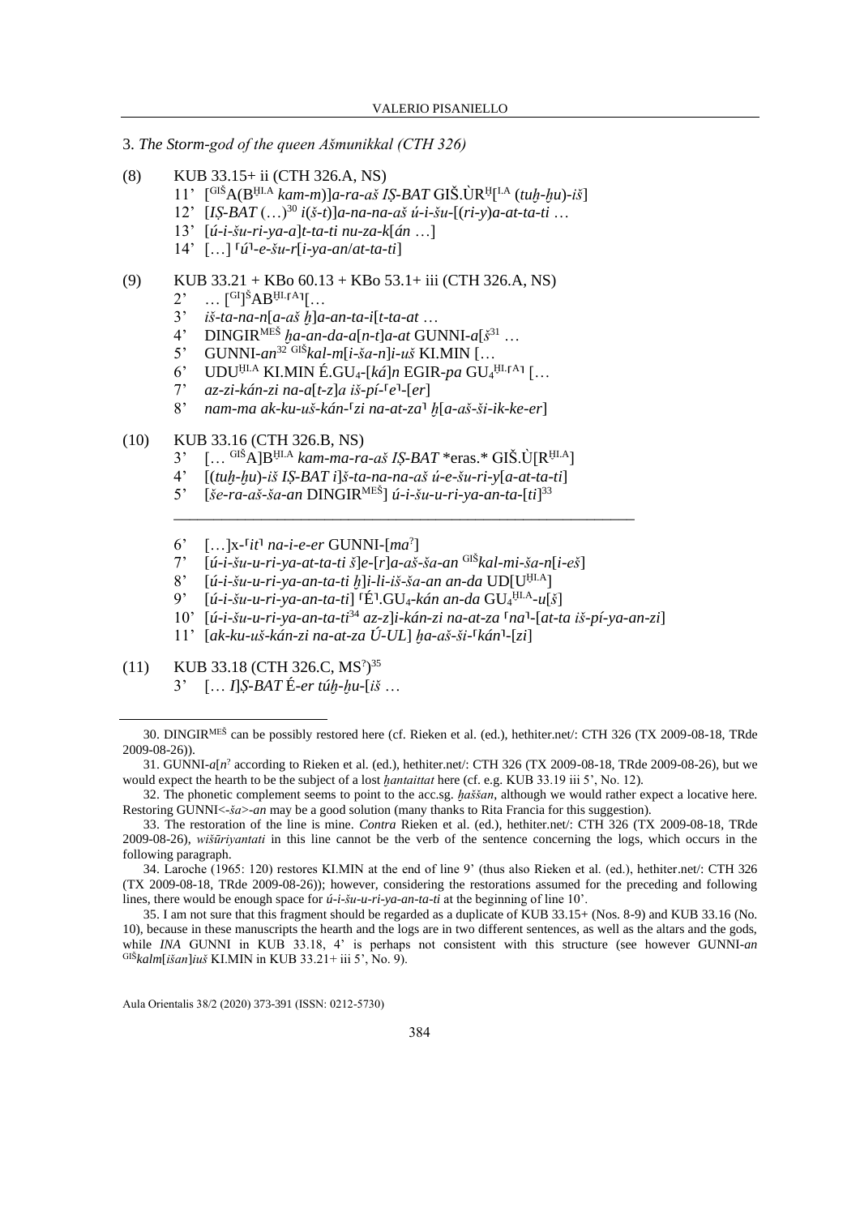3. *The Storm-god of the queen Ašmunikkal (CTH 326)*

(8) KUB 33.15+ ii (CTH 326.A, NS)

11’ [$^{GIŠ}$A(B$^{ḪI.A}$ *kam-m*)]*a-ra-aš IṢ-BAT* GIŠ.ÙR$^{Ḫ}$[$^{I.A}$ (*tuḫ-ḫu*)-*iš*]

12’ [*IṢ-BAT* (…)][30] *i*(*š-t*)]*a-na-na-aš ú-i-šu*-[(*ri-y*)*a-at-ta-ti* …

13’ [*ú-i-šu-ri-ya-a*]*t-ta-ti nu-za-k*[*án* …]

14’ […] ⌜*ú*⌝-*e-šu-r*[*i-ya-an*/*at-ta-ti*]

(9) KUB 33.21 + KBo 60.13 + KBo 53.1+ iii (CTH 326.A, NS)

2’ … [$^{GI}$]$^{Š}$AB$^{ḪI.⌜A⌝}$[…

3’ *iš-ta-na-n*[*a-aš ḫ*]*a-an-ta-i*[*t-ta-at* …

4’ DINGIR$^{MEŠ}$ *ḫa-an-da-a*[*n-t*]*a-at* GUNNI-*a*[*š*[31] …

5’ GUNNI-*an*[32] $^{GIŠ}$*kal-m*[*i-ša-n*]*i-uš* KI.MIN […

6’ UDU$^{ḪI.A}$ KI.MIN É.GU$_4$-[*ká*]*n* EGIR-*pa* GU$_4$$^{ḪI.⌜A⌝}$ […

7’ *az-zi-kán-zi na-a*[*t-z*]*a iš-pí*-⌜*e*⌝-[*er*]

8’ *nam-ma ak-ku-uš-kán*-⌜*zi na-at-za*⌝ *ḫ*[*a-aš-ši-ik-ke-er*]

(10) KUB 33.16 (CTH 326.B, NS)

3’ [… $^{GIŠ}$A]B$^{ḪI.A}$ *kam-ma-ra-aš IṢ-BAT* \*eras.\* GIŠ.Ù[R$^{ḪI.A}$]

4’ [(*tuḫ-ḫu*)-*iš IṢ-BAT i*]*š-ta-na-na-aš ú-e-šu-ri-y*[*a-at-ta-ti*]

5’ [*še-ra-aš-ša-an* DINGIR$^{MEŠ}$] *ú-i-šu-u-ri-ya-an-ta*-[*ti*][33]

---

6’ […]x-⌜*it*⌝ *na-i-e-er* GUNNI-[*ma*$^{?}$]

7’ [*ú-i-šu-u-ri-ya-at-ta-ti š*]*e*-[*r*]*a-aš-ša-an* $^{GIŠ}$*kal-mi-ša-n*[*i-eš*]

8’ [*ú-i-šu-u-ri-ya-an-ta-ti ḫ*]*i-li-iš-ša-an an-da* UD[U$^{ḪI.A}$]

9’ [*ú-i-šu-u-ri-ya-an-ta-ti*] ⌜É⌝.GU$_4$-*kán an-da* GU$_4$$^{ḪI.A}$-*u*[*š*]

10’ [*ú-i-šu-u-ri-ya-an-ta-ti*[34] *az-z*]*i-kán-zi na-at-za* ⌜*na*⌝-[*at-ta iš-pí-ya-an-zi*]

11’ [*ak-ku-uš-kán-zi na-at-za Ú-UL*] *ḫa-aš-ši*-⌜*kán*⌝-[*zi*]

(11) KUB 33.18 (CTH 326.C, MS$^{?}$)[35]

3’ [… *I*]*Ṣ-BAT* É-*er túḫ-ḫu*-[*iš* …

---

30. DINGIR$^{MEŠ}$ can be possibly restored here (cf. Rieken et al. (ed.), hethiter.net/: CTH 326 (TX 2009-08-18, TRde 2009-08-26)).

31. GUNNI-*a*[*n*$^{?}$ according to Rieken et al. (ed.), hethiter.net/: CTH 326 (TX 2009-08-18, TRde 2009-08-26), but we would expect the hearth to be the subject of a lost *ḫantaittat* here (cf. e.g. KUB 33.19 iii 5’, No. 12).

32. The phonetic complement seems to point to the acc.sg. *ḫaššan*, although we would rather expect a locative here. Restoring GUNNI<-*ša*>-*an* may be a good solution (many thanks to Rita Francia for this suggestion).

33. The restoration of the line is mine. *Contra* Rieken et al. (ed.), hethiter.net/: CTH 326 (TX 2009-08-18, TRde 2009-08-26), *wišūriyantati* in this line cannot be the verb of the sentence concerning the logs, which occurs in the following paragraph.

34. Laroche (1965: 120) restores KI.MIN at the end of line 9’ (thus also Rieken et al. (ed.), hethiter.net/: CTH 326 (TX 2009-08-18, TRde 2009-08-26)); however, considering the restorations assumed for the preceding and following lines, there would be enough space for *ú-i-šu-u-ri-ya-an-ta-ti* at the beginning of line 10’.

35. I am not sure that this fragment should be regarded as a duplicate of KUB 33.15+ (Nos. 8-9) and KUB 33.16 (No. 10), because in these manuscripts the hearth and the logs are in two different sentences, as well as the altars and the gods, while *INA* GUNNI in KUB 33.18, 4’ is perhaps not consistent with this structure (see however GUNNI-*an* $^{GIŠ}$*kalm*[*išan*]*iuš* KI.MIN in KUB 33.21+ iii 5’, No. 9).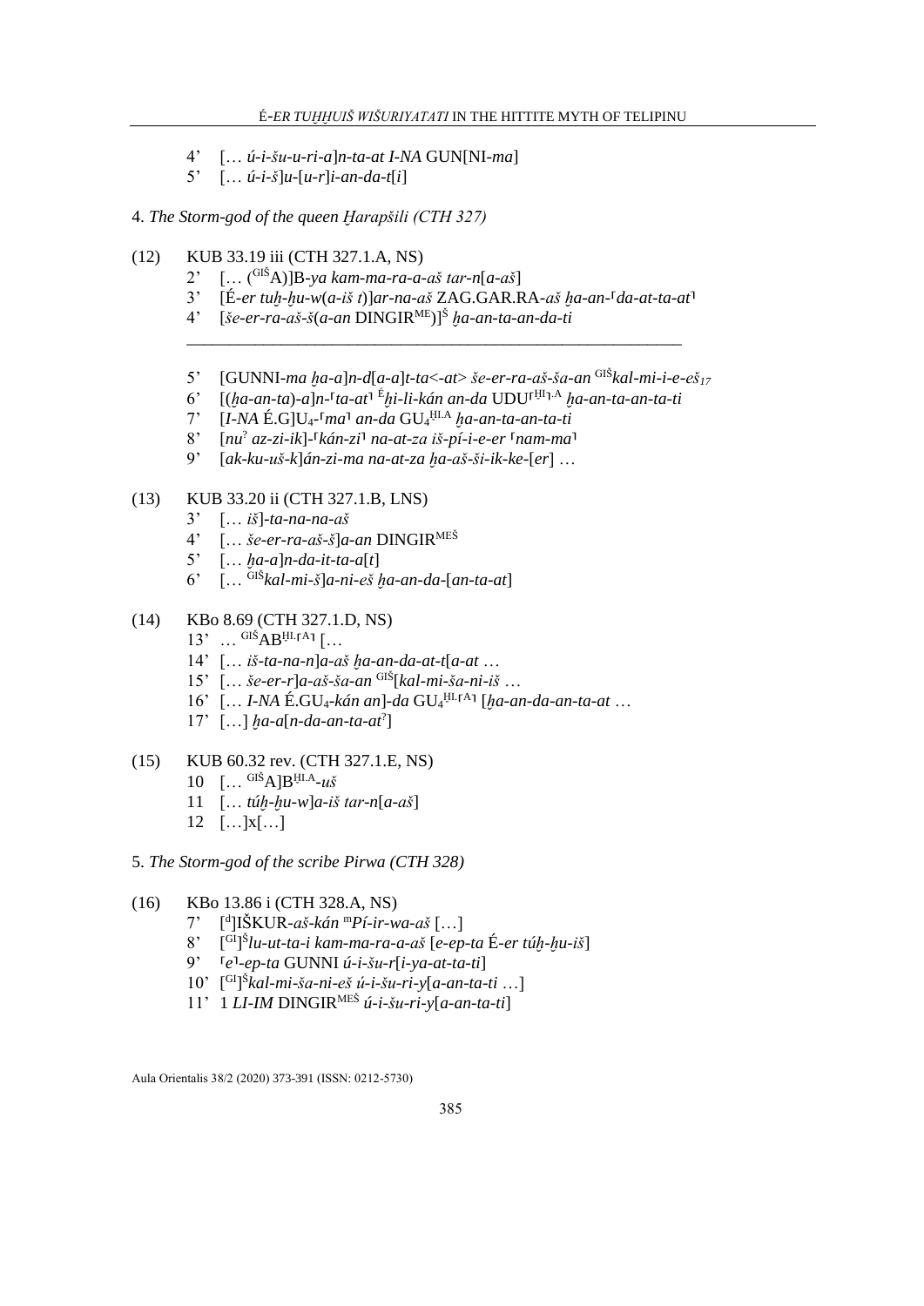4' [… *ú-i-šu-u-ri-a*]*n-ta-at I-NA* GUN[NI-*ma*]
5' [… *ú-i-š*]*u*-[*u-r*]*i-an-da-t*[*i*]

4. *The Storm-god of the queen Ḫarapšili (CTH 327)*

(12) KUB 33.19 iii (CTH 327.1.A, NS)
2' [… (GIŠA)]B-*ya kam-ma-ra-a-aš tar-n*[*a-aš*]
3' [É-*er tuḫ-ḫu-w*(*a-iš t*)]*ar-na-aš* ZAG.GAR.RA-*aš ḫa-an-*⸢*da-at-ta-at*⸣
4' [*še-er-ra-aš-š*(*a-an* DINGIRME)]Š *ḫa-an-ta-an-da-ti*

---

5' [GUNNI-*ma ḫa-a*]*n-d*[*a-a*]*t-ta*<*-at*> *še-er-ra-aš-ša-an* GIŠ*kal-mi-i-e-eš*17
6' [(*ḫa-an-ta*)*-a*]*n-*⸢*ta-at*⸣ É*ḫi-li-kán an-da* UDU⸢ḪI⸣.A *ḫa-an-ta-an-ta-ti*
7' [*I-NA* É.G]U4-⸢*ma*⸣ *an-da* GU4ḪI.A *ḫa-an-ta-an-ta-ti*
8' [*nu*? *az-zi-ik*]-⸢*kán-zi*⸣ *na-at-za iš-pí-i-e-er* ⸢*nam-ma*⸣
9' [*ak-ku-uš-k*]*án-zi-ma na-at-za ḫa-aš-ši-ik-ke*-[*er*] …

(13) KUB 33.20 ii (CTH 327.1.B, LNS)
3' [… *iš*]-*ta-na-na-aš*
4' [… *še-er-ra-aš-š*]*a-an* DINGIRMEŠ
5' [… *ḫa-a*]*n-da-it-ta-a*[*t*]
6' [… GIŠ*kal-mi-š*]*a-ni-eš ḫa-an-da*-[*an-ta-at*]

(14) KBo 8.69 (CTH 327.1.D, NS)
13' … GIŠABḪI.⸢A⸣ […
14' [… *iš-ta-na-n*]*a-aš ḫa-an-da-at-t*[*a-at* …
15' [… *še-er-r*]*a-aš-ša-an* GIŠ[*kal-mi-ša-ni-iš* …
16' [… *I-NA* É.GU4-*kán an*]-*da* GU4ḪI.⸢A⸣ [*ḫa-an-da-an-ta-at* …
17' […] *ḫa-a*[*n-da-an-ta-at*?]

(15) KUB 60.32 rev. (CTH 327.1.E, NS)
10 [… GIŠA]BḪI.A-*uš*
11 [… *túḫ-ḫu-w*]*a-iš tar-n*[*a-aš*]
12 […]x[…]

5. *The Storm-god of the scribe Pirwa (CTH 328)*

(16) KBo 13.86 i (CTH 328.A, NS)
7' [d]IŠKUR-*aš-kán* m*Pí-ir-wa-aš* […]
8' [GI]Š*lu-ut-ta-i kam-ma-ra-a-aš* [*e-ep-ta* É-*er túḫ-ḫu-iš*]
9' ⸢*e*⸣-*ep-ta* GUNNI *ú-i-šu-r*[*i-ya-at-ta-ti*]
10' [GI]Š*kal-mi-ša-ni-eš ú-i-šu-ri-y*[*a-an-ta-ti* …]
11' 1 *LI-IM* DINGIRMEŠ *ú-i-šu-ri-y*[*a-an-ta-ti*]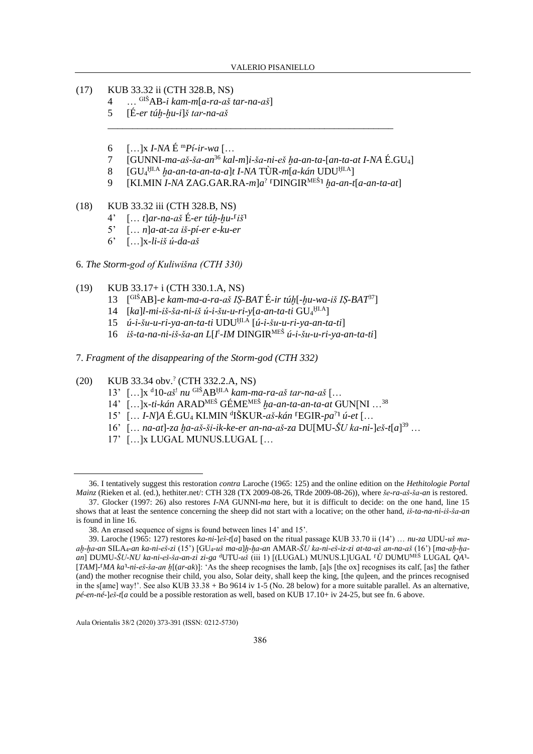(17) KUB 33.32 ii (CTH 328.B, NS)

4 … GIŠAB-*i kam-m*[*a-ra-aš tar-na-aš*]

5 [É-*er túḫ-ḫu-i*]*š tar-na-aš*

______________________________________________

6 […]x *I-NA* É m*Pí-ir-wa* […

7 [GUNNI-*ma-aš-ša-an*[36] *kal-m*]*i-ša-ni-eš ḫa-an-ta-*[*an-ta-at I-NA* É.GU4]

8 [GU4ḪI.A *ḫa-an-ta-an-ta-a*]*t I-NA* TÙR-*m*[*a-kán* UDUḪI.A]

9 [KI.MIN *I-NA* ZAG.GAR.RA-*m*]*a*? ⌜DINGIRMEŠ⌝ *ḫa-an-t*[*a-an-ta-at*]

(18) KUB 33.32 iii (CTH 328.B, NS)

4' [… *t*]*ar-na-aš* É-*er túḫ-ḫu*-⌜*iš*⌝

5' [… *n*]*a-at-za iš-pí-er e-ku-er*

6' […]x-*li-iš ú-da-aš*

6. *The Storm-god of Kuliwišna (CTH 330)*

(19) KUB 33.17+ i (CTH 330.1.A, NS)

13 [GIŠAB]-*e kam-ma-a-ra-aš IṢ-BAT* É-*ir túḫ*[-*ḫu-wa-iš IṢ-BAT*[37]]

14 [*ka*]*l-mi-iš-ša-ni-iš ú-i-šu-u-ri-y*[*a-an-ta-ti* GU4ḪI.A]

15 *ú-i-šu-u-ri-ya-an-ta-ti* UDUḪI.A [*ú-i-šu-u-ri-ya-an-ta-ti*]

16 *iš-ta-na-ni-iš-ša-an L*[*I*!-*IM* DINGIRMEŠ *ú-i-šu-u-ri-ya-an-ta-ti*]

7. *Fragment of the disappearing of the Storm-god (CTH 332)*

(20) KUB 33.34 obv.? (CTH 332.2.A, NS)

13' […]x d10-*aš*! *nu* GIŠABḪI.A *kam-ma-ra-aš tar-na-aš* […

14' […]x-*ti-kán* ARADMEŠ GÉMEMEŠ *ḫa-an-ta-an-ta-at* GUN[NI …[38]

15' [… *I-N*]*A* É.GU4 KI.MIN dIŠKUR-*aš-kán* ⌜EGIR-*pa*?⌝ *ú-et* […

16' [… *na-at*]-*za ḫa-aš-ši-ik-ke-er an-na-aš-za* DU[MU-*ŠU ka-ni-*]*eš-t*[*a*][39] …

17' […]x LUGAL MUNUS.LUGAL […

---

36. I tentatively suggest this restoration *contra* Laroche (1965: 125) and the online edition on the *Hethitologie Portal Mainz* (Rieken et al. (ed.), hethiter.net/: CTH 328 (TX 2009-08-26, TRde 2009-08-26)), where *še-ra-aš-ša-an* is restored.

37. Glocker (1997: 26) also restores *I-NA* GUNNI-*ma* here, but it is difficult to decide: on the one hand, line 15 shows that at least the sentence concerning the sheep did not start with a locative; on the other hand, *iš-ta-na-ni-iš-ša-an* is found in line 16.

38. An erased sequence of signs is found between lines 14' and 15'.

39. Laroche (1965: 127) restores *ka-ni-*]*eš-t*[*a*] based on the ritual passage KUB 33.70 ii (14') … *nu-za* UDU-*uš ma-aḫ-ḫa-an* SILA4-*an ka-ni-eš-zi* (15') [GU4-*uš ma-a*]*ḫ-ḫa-an* AMAR-*ŠU ka-ni-eš-iz-zi at-ta-aš an-na-aš* (16') [*ma-aḫ-ḫa-an*] DUMU-*ŠU-NU ka-ni-eš-ša-an-zi zi-ga* dUTU-*uš* (iii 1) [(LUGAL) MUNUS.L]UGAL ⌜*Ù* DUMUMEŠ LUGAL *QA*⌝-[*TAM*]-⌜*MA ka*⌝-*ni-eš-ša-an ḫ*[(*ar-ak*)]: 'As the sheep recognises the lamb, [a]s [the ox] recognises its calf, [as] the father (and) the mother recognise their child, you also, Solar deity, shall keep the king, [the qu]een, and the princes recognised in the s[ame] way!'. See also KUB 33.38 + Bo 9614 iv 1-5 (No. 28 below) for a more suitable parallel. As an alternative, *pé-en-né-*]*eš-t*[*a* could be a possible restoration as well, based on KUB 17.10+ iv 24-25, but see fn. 6 above.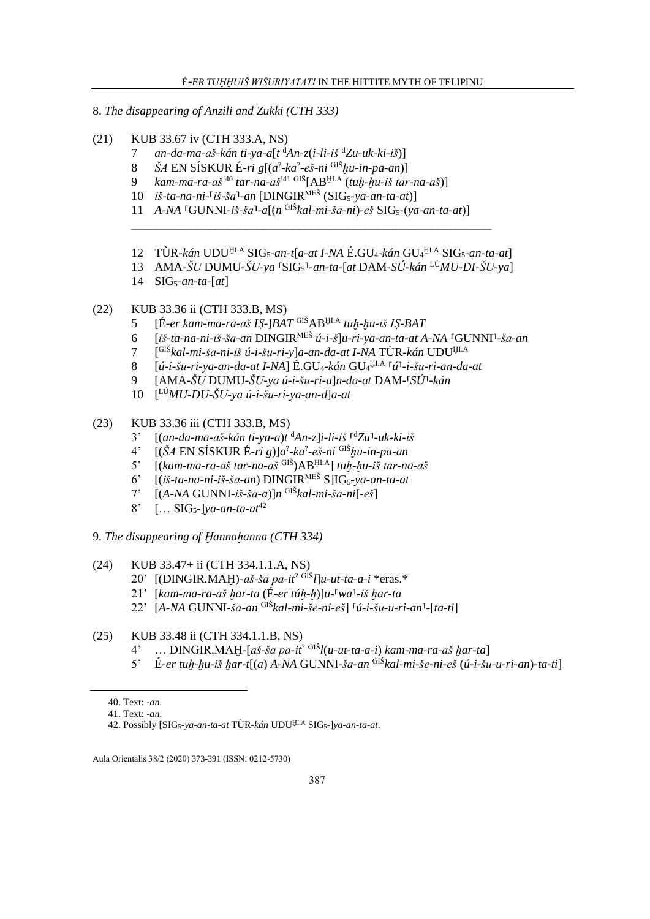8. *The disappearing of Anzili and Zukki (CTH 333)*

(21) KUB 33.67 iv (CTH 333.A, NS)

7 *an-da-ma-aš-kán ti-ya-a*[*t* $^{d}$*An-z*(*i-li-iš* $^{d}$*Zu-uk-ki-iš*)]

8 *ŠA* EN SÍSKUR É-*ri g*[(*a*$^{?}$-*ka*$^{?}$-*eš-ni* $^{GIŠ}$*ḫu-in-pa-an*)]

9 *kam-ma-ra-aš*[!40] *tar-na-aš*[!41] $^{GIŠ}$[AB$^{ḪI.A}$ (*tuḫ-ḫu-iš tar-na-aš*)]

10 *iš-ta-na-ni-*⌜*iš-ša*⌝*-an* [DINGIR$^{MEŠ}$ (SIG$_{5}$-*ya-an-ta-at*)]

11 *A-NA* ⌜GUNNI-*iš-ša*⌝*-a*[(*n* $^{GIŠ}$*kal-mi-ša-ni*)-*eš* SIG$_{5}$-(*ya-an-ta-at*)]

---

12 TÙR-*kán* UDU$^{ḪI.A}$ SIG$_{5}$-*an-t*[*a-at I-NA* É.GU$_{4}$-*kán* GU$_{4}$$^{ḪI.A}$ SIG$_{5}$-*an-ta-at*]

13 AMA-*ŠU* DUMU-*ŠU-ya* ⌜SIG$_{5}$⌝*-an-ta-*[*at* DAM-*SÚ-kán* $^{LÚ}$*MU-DI-ŠU-ya*]

14 SIG$_{5}$-*an-ta-*[*at*]

(22) KUB 33.36 ii (CTH 333.B, MS)

5 [É-*er kam-ma-ra-aš IṢ-*]*BAT* $^{GIŠ}$AB$^{ḪI.A}$ *tuḫ-ḫu-iš IṢ-BAT*

6 [*iš-ta-na-ni-iš-ša-an* DINGIR$^{MEŠ}$ *ú-i-š*]*u-ri-ya-an-ta-at A-NA* ⌜GUNNI⌝*-ša-an*

7 [$^{GIŠ}$*kal-mi-ša-ni-iš ú-i-šu-ri-y*]*a-an-da-at I-NA* TÙR-*kán* UDU$^{ḪI.A}$

8 [*ú-i-šu-ri-ya-an-da-at I-NA*] É.GU$_{4}$-*kán* GU$_{4}$$^{ḪI.A}$ ⌜*ú*⌝*-i-šu-ri-an-da-at*

9 [AMA-*ŠU* DUMU-*ŠU-ya ú-i-šu-ri-a*]*n-da-at* DAM-⌜*SÚ*⌝*-kán*

10 [$^{LÚ}$*MU-DU-ŠU-ya ú-i-šu-ri-ya-an-d*]*a-at*

(23) KUB 33.36 iii (CTH 333.B, MS)

3’ [(*an-da-ma-aš-kán ti-ya-a*)*t* $^{d}$*An-z*]*i-li-iš* ⌜$^{d}$*Zu*⌝*-uk-ki-iš*

4’ [(*ŠA* EN SÍSKUR É-*ri g*)]*a*$^{?}$*-ka*$^{?}$*-eš-ni* $^{GIŠ}$*ḫu-in-pa-an*

5’ [(*kam-ma-ra-aš tar-na-aš* $^{GIŠ}$)AB$^{ḪI.A}$] *tuḫ-ḫu-iš tar-na-aš*

6’ [(*iš-ta-na-ni-iš-ša-an*) DINGIR$^{MEŠ}$ S]IG$_{5}$-*ya-an-ta-at*

7’ [(*A-NA* GUNNI-*iš-ša-a*)]*n* $^{GIŠ}$*kal-mi-ša-ni*[-*eš*]

8’ [… SIG$_{5}$-]*ya-an-ta-at*[42]

9. *The disappearing of Ḫannaḫanna (CTH 334)*

(24) KUB 33.47+ ii (CTH 334.1.1.A, NS)

20’ [(DINGIR.MAḪ)-*aš-ša pa-it*$^{?}$ $^{GIŠ}$*l*]*u-ut-ta-a-i* \*eras.\*

21’ [*kam-ma-ra-aš ḫar-ta* (É-*er túḫ-ḫ*)]*u-*⌜*wa*⌝*-iš ḫar-ta*

22’ [*A-NA* GUNNI-*ša-an* $^{GIŠ}$*kal-mi-še-ni-eš*] ⌜*ú-i-šu-u-ri-an*⌝-[*ta-ti*]

(25) KUB 33.48 ii (CTH 334.1.1.B, NS)

4’ … DINGIR.MAḪ-[*aš-ša pa-it*$^{?}$ $^{GIŠ}$*l*(*u-ut-ta-a-i*) *kam-ma-ra-aš ḫar-ta*]

5’ É-*er tuḫ-ḫu-iš ḫar-t*[(*a*) *A-NA* GUNNI-*ša-an* $^{GIŠ}$*kal-mi-še-ni-eš* (*ú-i-šu-u-ri-an*)-*ta-ti*]

---

40. Text: -*an*.

41. Text: -*an*.

42. Possibly [SIG$_{5}$-*ya-an-ta-at* TÙR-*kán* UDU$^{ḪI.A}$ SIG$_{5}$-]*ya-an-ta-at*.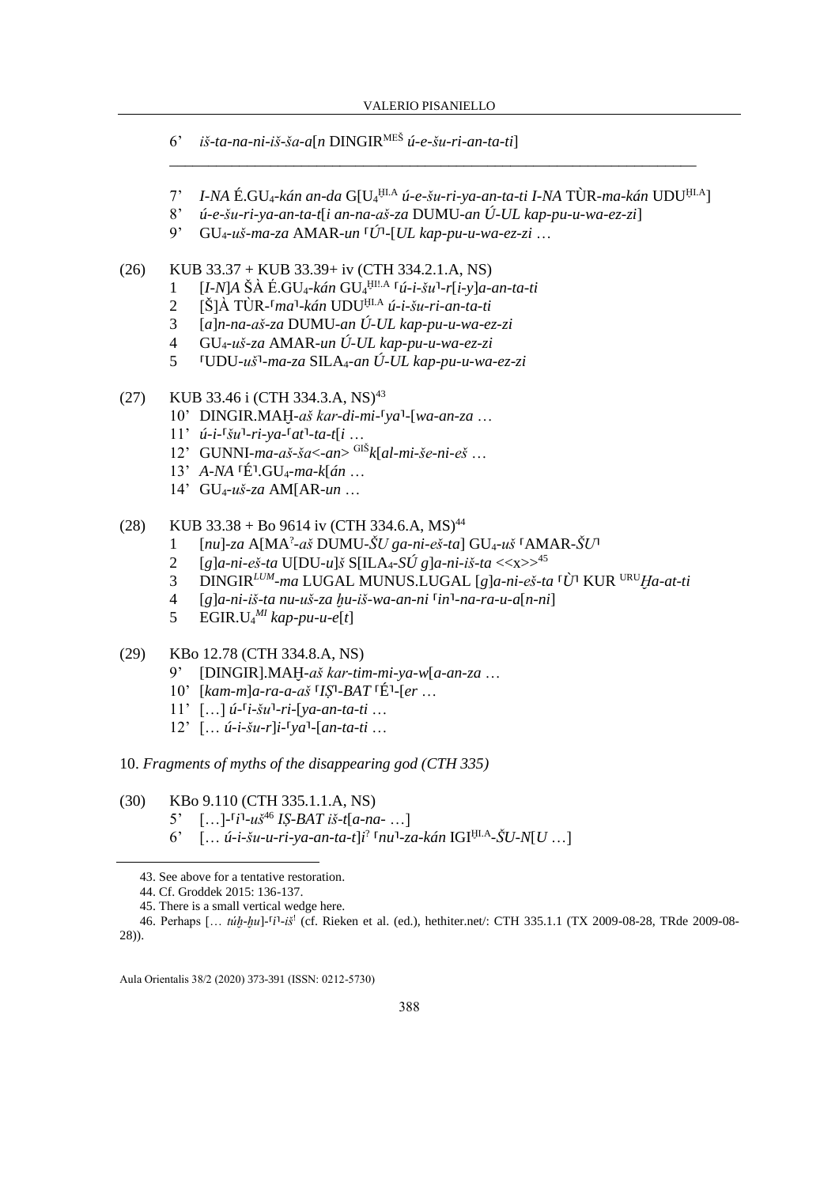6’ *iš-ta-na-ni-iš-ša-a*[*n* DINGIR^MEŠ *ú-e-šu-ri-an-ta-ti*]

______________________________________________________________________

7’ *I-NA* É.GU₄-*kán an-da* G[U₄^ḪI.A *ú-e-šu-ri-ya-an-ta-ti I-NA* TÙR-*ma-kán* UDU^ḪI.A]
8’ *ú-e-šu-ri-ya-an-ta-t*[*i an-na-aš-za* DUMU-*an Ú-UL kap-pu-u-wa-ez-zi*]
9’ GU₄-*uš-ma-za* AMAR-*un* ⌜*Ú*⌝-[*UL kap-pu-u-wa-ez-zi* …

(26) KUB 33.37 + KUB 33.39+ iv (CTH 334.2.1.A, NS)
1 [*I-N*]*A* ŠÀ É.GU₄-*kán* GU₄^ḪI!.A ⌜*ú-i-šu*⌝-*r*[*i-y*]*a-an-ta-ti*
2 [Š]À TÙR-⌜*ma*⌝-*kán* UDU^ḪI.A *ú-i-šu-ri-an-ta-ti*
3 [*a*]*n-na-aš-za* DUMU-*an Ú-UL kap-pu-u-wa-ez-zi*
4 GU₄-*uš-za* AMAR-*un Ú-UL kap-pu-u-wa-ez-zi*
5 ⌜UDU-*uš*⌝-*ma-za* SILA₄-*an Ú-UL kap-pu-u-wa-ez-zi*

(27) KUB 33.46 i (CTH 334.3.A, NS)[43]
10’ DINGIR.MAḪ-*aš kar-di-mi*-⌜*ya*⌝-[*wa-an-za* …
11’ *ú-i*-⌜*šu*⌝-*ri-ya*-⌜*at*⌝-*ta-t*[*i* …
12’ GUNNI-*ma-aš-ša*<-*an*> ^GIŠ*k*[*al-mi-še-ni-eš* …
13’ *A-NA* ⌜É⌝.GU₄-*ma-k*[*án* …
14’ GU₄-*uš-za* AM[AR-*un* …

(28) KUB 33.38 + Bo 9614 iv (CTH 334.6.A, MS)[44]
1 [*nu*]-*za* A[MA^?-*aš* DUMU-*ŠU ga-ni-eš-ta*] GU₄-*uš* ⌜AMAR-*ŠU*⌝
2 [*g*]*a-ni-eš-ta* U[DU-*u*]*š* S[ILA₄-*SÚ g*]*a-ni-iš-ta* <<x>>[45]
3 DINGIR^*LUM*-*ma* LUGAL MUNUS.LUGAL [*g*]*a-ni-eš-ta* ⌜Ù⌝ KUR ^URU*Ḫa-at-ti*
4 [*g*]*a-ni-iš-ta nu-uš-za ḫu-iš-wa-an-ni* ⌜*in*⌝-*na-ra-u-a*[*n-ni*]
5 EGIR.U₄^*MI* *kap-pu-e*[*t*]

(29) KBo 12.78 (CTH 334.8.A, NS)
9’ [DINGIR].MAḪ-*aš kar-tim-mi-ya-w*[*a-an-za* …
10’ [*kam-m*]*a-ra-a-aš* ⌜*IṢ*⌝-*BAT* ⌜É⌝-[*er* …
11’ […] *ú*-⌜*i-šu*⌝-*ri*-[*ya-an-ta-ti* …
12’ [… *ú-i-šu-r*]*i*-⌜*ya*⌝-[*an-ta-ti* …

10. *Fragments of myths of the disappearing god (CTH 335)*

(30) KBo 9.110 (CTH 335.1.1.A, NS)
5’ […]-⌜*i*⌝-*uš*[46] *IṢ-BAT iš-t*[*a-na-* …]
6’ [… *ú-i-šu-u-ri-ya-an-ta-t*]*i*^? ⌜*nu*⌝-*za-kán* IGI^ḪI.A-*ŠU-N*[*U* …]

---

43. See above for a tentative restoration.

44. Cf. Groddek 2015: 136-137.

45. There is a small vertical wedge here.

46. Perhaps [… *túḫ-ḫu*]-⌜*i*⌝-*iš*^! (cf. Rieken et al. (ed.), hethiter.net/: CTH 335.1.1 (TX 2009-08-28, TRde 2009-08-28)).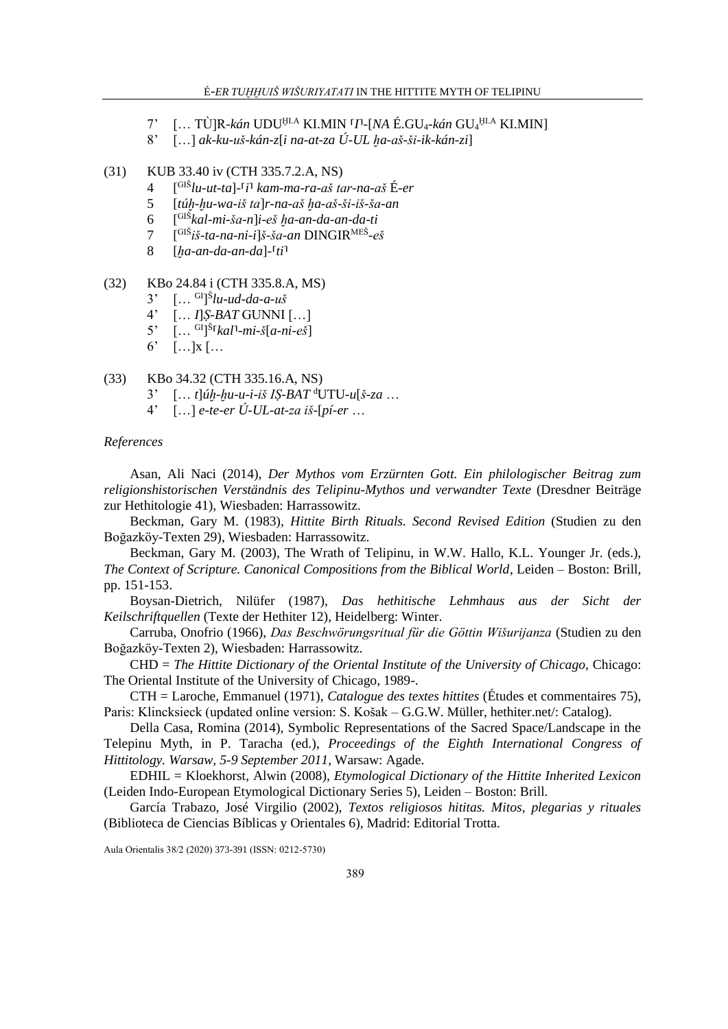7’ [… TÙ]R-*kán* UDU$^{HI.A}$ KI.MIN ⸢*I*⸣-[*NA* É.GU$_4$-*kán* GU$_4$$^{HI.A}$ KI.MIN]

8’ […] *ak-ku-uš-kán-z*[*i na-at-za Ú-UL ḫa-aš-ši-ik-kán-zi*]

(31) KUB 33.40 iv (CTH 335.7.2.A, NS)

4 [$^{GIŠ}$*lu-ut-ta*]-⸢*i*⸣ *kam-ma-ra-aš tar-na-aš* É-*er*

5 [*túḫ-ḫu-wa-iš ta*]*r-na-aš ḫa-aš-ši-iš-ša-an*

6 [$^{GIŠ}$*kal-mi-ša-n*]*i-eš ḫa-an-da-an-da-ti*

7 [$^{GIŠ}$*iš-ta-na-ni-i*]*š-ša-an* DINGIR$^{MEŠ}$-*eš*

8 [*ḫa-an-da-an-da*]-⸢*ti*⸣

(32) KBo 24.84 i (CTH 335.8.A, MS)

3’ [… $^{GI}$]$^{Š}$*lu-ud-da-a-uš*

4’ [… *I*]*Ṣ-BAT* GUNNI […]

5’ [… $^{GI}$]$^{Š}$⸢*kal*⸣-*mi-š*[*a-ni-eš*]

6’ […]x […

(33) KBo 34.32 (CTH 335.16.A, NS)

3’ [… *t*]*úḫ-ḫu-u-i-iš IṢ-BAT* $^{d}$UTU-*u*[*š-za* …

4’ […] *e-te-er Ú-UL-at-za iš*-[*pí-er* …

*References*

Asan, Ali Naci (2014), *Der Mythos vom Erzürnten Gott. Ein philologischer Beitrag zum religionshistorischen Verständnis des Telipinu-Mythos und verwandter Texte* (Dresdner Beiträge zur Hethitologie 41), Wiesbaden: Harrassowitz.

Beckman, Gary M. (1983), *Hittite Birth Rituals. Second Revised Edition* (Studien zu den Boğazköy-Texten 29), Wiesbaden: Harrassowitz.

Beckman, Gary M. (2003), The Wrath of Telipinu, in W.W. Hallo, K.L. Younger Jr. (eds.), *The Context of Scripture. Canonical Compositions from the Biblical World*, Leiden – Boston: Brill, pp. 151-153.

Boysan-Dietrich, Nilüfer (1987), *Das hethitische Lehmhaus aus der Sicht der Keilschriftquellen* (Texte der Hethiter 12), Heidelberg: Winter.

Carruba, Onofrio (1966), *Das Beschwörungsritual für die Göttin Wišurijanza* (Studien zu den Boğazköy-Texten 2), Wiesbaden: Harrassowitz.

CHD = *The Hittite Dictionary of the Oriental Institute of the University of Chicago*, Chicago: The Oriental Institute of the University of Chicago, 1989-.

CTH = Laroche, Emmanuel (1971), *Catalogue des textes hittites* (Études et commentaires 75), Paris: Klincksieck (updated online version: S. Košak – G.G.W. Müller, hethiter.net/: Catalog).

Della Casa, Romina (2014), Symbolic Representations of the Sacred Space/Landscape in the Telepinu Myth, in P. Taracha (ed.), *Proceedings of the Eighth International Congress of Hittitology. Warsaw, 5-9 September 2011*, Warsaw: Agade.

EDHIL = Kloekhorst, Alwin (2008), *Etymological Dictionary of the Hittite Inherited Lexicon* (Leiden Indo-European Etymological Dictionary Series 5), Leiden – Boston: Brill.

García Trabazo, José Virgilio (2002), *Textos religiosos hititas. Mitos, plegarias y rituales* (Biblioteca de Ciencias Bíblicas y Orientales 6), Madrid: Editorial Trotta.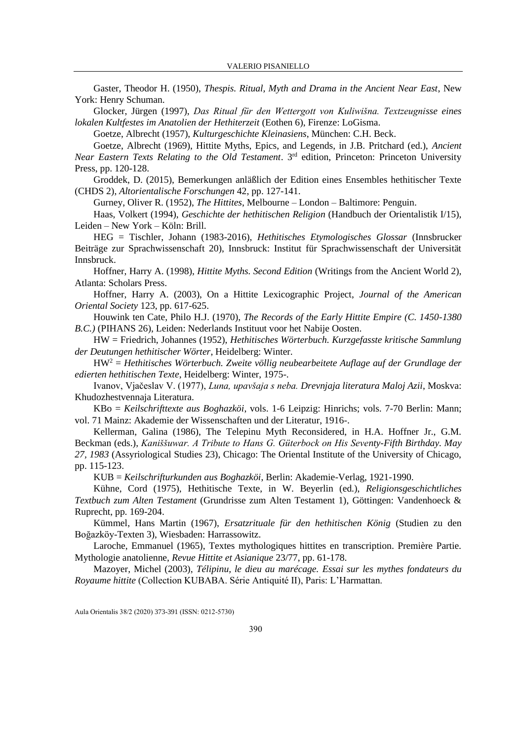Gaster, Theodor H. (1950), *Thespis. Ritual, Myth and Drama in the Ancient Near East*, New York: Henry Schuman.

Glocker, Jürgen (1997), *Das Ritual für den Wettergott von Kuliwišna. Textzeugnisse eines lokalen Kultfestes im Anatolien der Hethiterzeit* (Eothen 6), Firenze: LoGisma.

Goetze, Albrecht (1957), *Kulturgeschichte Kleinasiens*, München: C.H. Beck.

Goetze, Albrecht (1969), Hittite Myths, Epics, and Legends, in J.B. Pritchard (ed.), *Ancient Near Eastern Texts Relating to the Old Testament*. 3rd edition, Princeton: Princeton University Press, pp. 120-128.

Groddek, D. (2015), Bemerkungen anläßlich der Edition eines Ensembles hethitischer Texte (CHDS 2), *Altorientalische Forschungen* 42, pp. 127-141.

Gurney, Oliver R. (1952), *The Hittites*, Melbourne – London – Baltimore: Penguin.

Haas, Volkert (1994), *Geschichte der hethitischen Religion* (Handbuch der Orientalistik I/15), Leiden – New York – Köln: Brill.

HEG = Tischler, Johann (1983-2016), *Hethitisches Etymologisches Glossar* (Innsbrucker Beiträge zur Sprachwissenschaft 20), Innsbruck: Institut für Sprachwissenschaft der Universität Innsbruck.

Hoffner, Harry A. (1998), *Hittite Myths. Second Edition* (Writings from the Ancient World 2), Atlanta: Scholars Press.

Hoffner, Harry A. (2003), On a Hittite Lexicographic Project, *Journal of the American Oriental Society* 123, pp. 617-625.

Houwink ten Cate, Philo H.J. (1970), *The Records of the Early Hittite Empire (C. 1450-1380 B.C.)* (PIHANS 26), Leiden: Nederlands Instituut voor het Nabije Oosten.

HW = Friedrich, Johannes (1952), *Hethitisches Wörterbuch. Kurzgefasste kritische Sammlung der Deutungen hethitischer Wörter*, Heidelberg: Winter.

HW$^2$ = *Hethitisches Wörterbuch. Zweite völlig neubearbeitete Auflage auf der Grundlage der edierten hethitischen Texte*, Heidelberg: Winter, 1975-.

Ivanov, Vjačeslav V. (1977), *Luna, upavšaja s neba. Drevnjaja literatura Maloj Azii*, Moskva: Khudozhestvennaja Literatura.

KBo = *Keilschrifttexte aus Boghazköi*, vols. 1-6 Leipzig: Hinrichs; vols. 7-70 Berlin: Mann; vol. 71 Mainz: Akademie der Wissenschaften und der Literatur, 1916-.

Kellerman, Galina (1986), The Telepinu Myth Reconsidered, in H.A. Hoffner Jr., G.M. Beckman (eds.), *Kaniššuwar. A Tribute to Hans G. Güterbock on His Seventy-Fifth Birthday. May 27, 1983* (Assyriological Studies 23), Chicago: The Oriental Institute of the University of Chicago, pp. 115-123.

KUB = *Keilschrifturkunden aus Boghazköi*, Berlin: Akademie-Verlag, 1921-1990.

Kühne, Cord (1975), Hethitische Texte, in W. Beyerlin (ed.), *Religionsgeschichtliches Textbuch zum Alten Testament* (Grundrisse zum Alten Testament 1), Göttingen: Vandenhoeck & Ruprecht, pp. 169-204.

Kümmel, Hans Martin (1967), *Ersatzrituale für den hethitischen König* (Studien zu den Boğazköy-Texten 3), Wiesbaden: Harrassowitz.

Laroche, Emmanuel (1965), Textes mythologiques hittites en transcription. Première Partie. Mythologie anatolienne, *Revue Hittite et Asianique* 23/77, pp. 61-178.

Mazoyer, Michel (2003), *Télipinu, le dieu au marécage. Essai sur les mythes fondateurs du Royaume hittite* (Collection KUBABA. Série Antiquité II), Paris: L'Harmattan.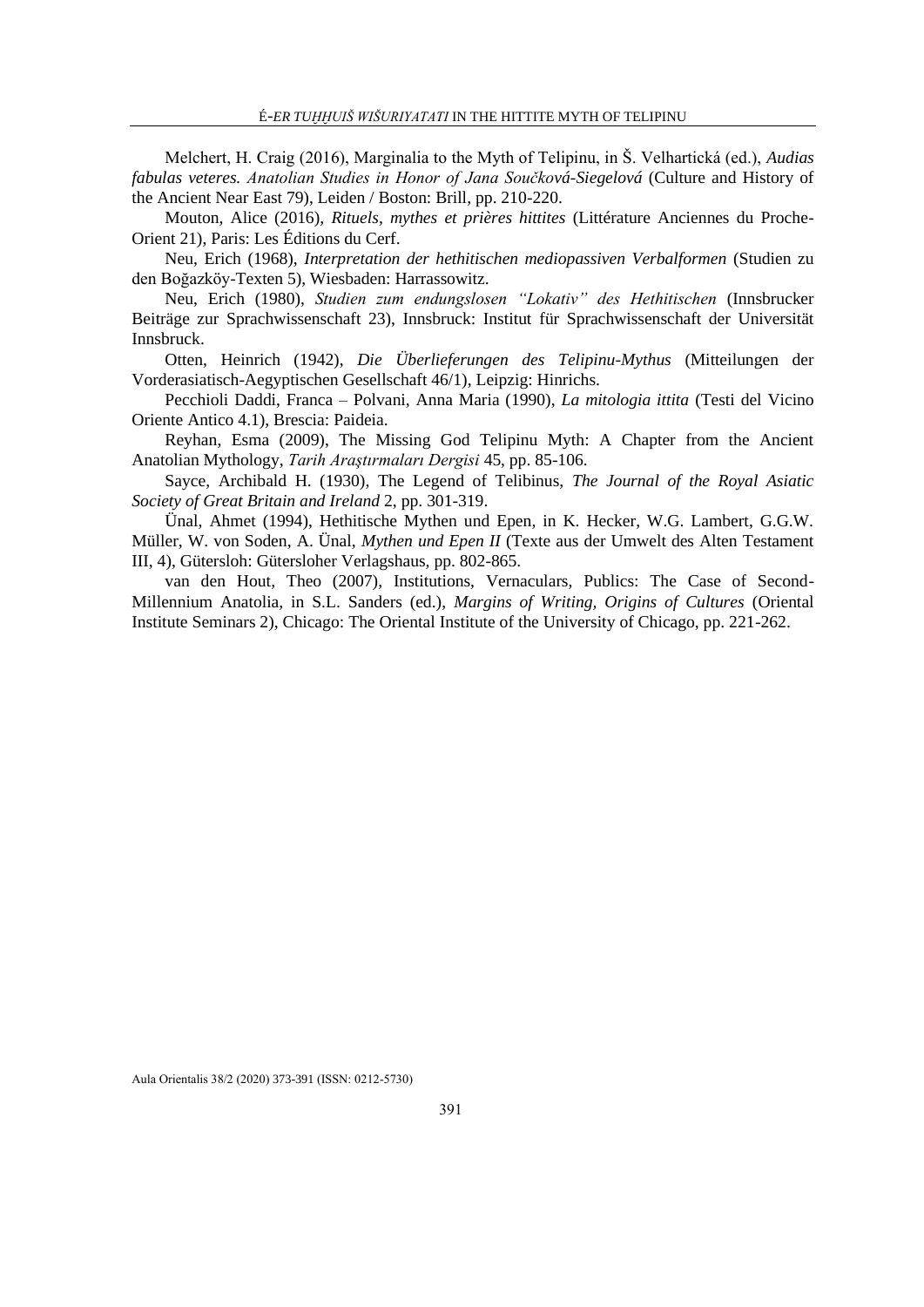Melchert, H. Craig (2016), Marginalia to the Myth of Telipinu, in Š. Velhartická (ed.), *Audias fabulas veteres. Anatolian Studies in Honor of Jana Součková-Siegelová* (Culture and History of the Ancient Near East 79), Leiden / Boston: Brill, pp. 210-220.

Mouton, Alice (2016), *Rituels, mythes et prières hittites* (Littérature Anciennes du Proche-Orient 21), Paris: Les Éditions du Cerf.

Neu, Erich (1968), *Interpretation der hethitischen mediopassiven Verbalformen* (Studien zu den Boğazköy-Texten 5), Wiesbaden: Harrassowitz.

Neu, Erich (1980), *Studien zum endungslosen "Lokativ" des Hethitischen* (Innsbrucker Beiträge zur Sprachwissenschaft 23), Innsbruck: Institut für Sprachwissenschaft der Universität Innsbruck.

Otten, Heinrich (1942), *Die Überlieferungen des Telipinu-Mythus* (Mitteilungen der Vorderasiatisch-Aegyptischen Gesellschaft 46/1), Leipzig: Hinrichs.

Pecchioli Daddi, Franca – Polvani, Anna Maria (1990), *La mitologia ittita* (Testi del Vicino Oriente Antico 4.1), Brescia: Paideia.

Reyhan, Esma (2009), The Missing God Telipinu Myth: A Chapter from the Ancient Anatolian Mythology, *Tarih Araştırmaları Dergisi* 45, pp. 85-106.

Sayce, Archibald H. (1930), The Legend of Telibinus, *The Journal of the Royal Asiatic Society of Great Britain and Ireland* 2, pp. 301-319.

Ünal, Ahmet (1994), Hethitische Mythen und Epen, in K. Hecker, W.G. Lambert, G.G.W. Müller, W. von Soden, A. Ünal, *Mythen und Epen II* (Texte aus der Umwelt des Alten Testament III, 4), Gütersloh: Gütersloher Verlagshaus, pp. 802-865.

van den Hout, Theo (2007), Institutions, Vernaculars, Publics: The Case of Second-Millennium Anatolia, in S.L. Sanders (ed.), *Margins of Writing, Origins of Cultures* (Oriental Institute Seminars 2), Chicago: The Oriental Institute of the University of Chicago, pp. 221-262.